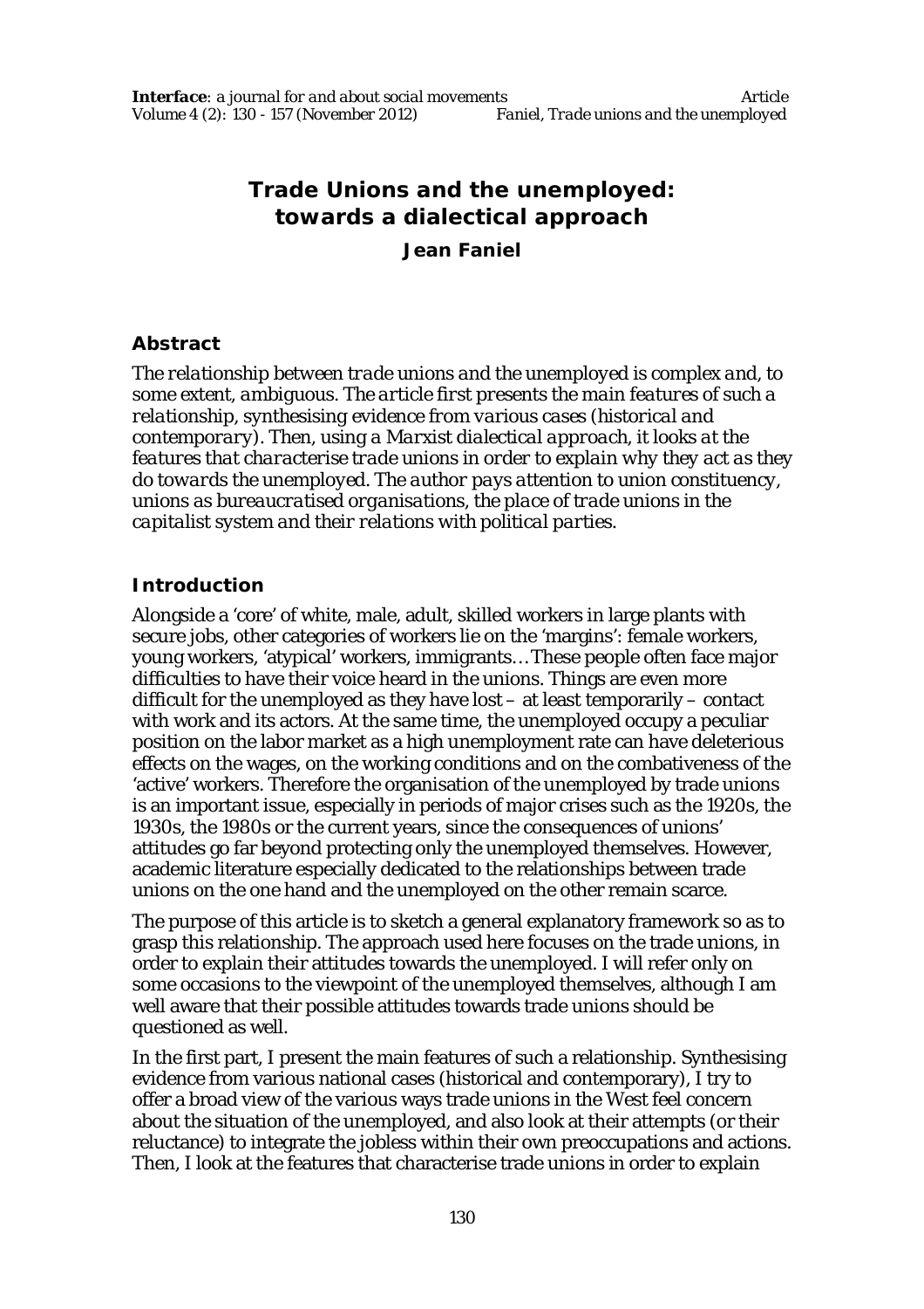# Trade Unions and the unemployed: towards a dialectical approach

**Jean Faniel**

## Abstract

*The relationship between trade unions and the unemployed is complex and, to some extent, ambiguous. The article first presents the main features of such a relationship, synthesising evidence from various cases (historical and contemporary). Then, using a Marxist dialectical approach, it looks at the features that characterise trade unions in order to explain why they act as they do towards the unemployed. The author pays attention to union constituency, unions as bureaucratised organisations, the place of trade unions in the capitalist system and their relations with political parties.*

## Introduction

Alongside a 'core' of white, male, adult, skilled workers in large plants with secure jobs, other categories of workers lie on the 'margins': female workers, young workers, 'atypical' workers, immigrants… These people often face major difficulties to have their voice heard in the unions. Things are even more difficult for the unemployed as they have lost – at least temporarily – contact with work and its actors. At the same time, the unemployed occupy a peculiar position on the labor market as a high unemployment rate can have deleterious effects on the wages, on the working conditions and on the combativeness of the 'active' workers. Therefore the organisation of the unemployed by trade unions is an important issue, especially in periods of major crises such as the 1920s, the 1930s, the 1980s or the current years, since the consequences of unions' attitudes go far beyond protecting only the unemployed themselves. However, academic literature especially dedicated to the relationships between trade unions on the one hand and the unemployed on the other remain scarce.

The purpose of this article is to sketch a general explanatory framework so as to grasp this relationship. The approach used here focuses on the trade unions, in order to explain their attitudes towards the unemployed. I will refer only on some occasions to the viewpoint of the unemployed themselves, although I am well aware that their possible attitudes towards trade unions should be questioned as well.

In the first part, I present the main features of such a relationship. Synthesising evidence from various national cases (historical and contemporary), I try to offer a broad view of the various ways trade unions in the West feel concern about the situation of the unemployed, and also look at their attempts (or their reluctance) to integrate the jobless within their own preoccupations and actions. Then, I look at the features that characterise trade unions in order to explain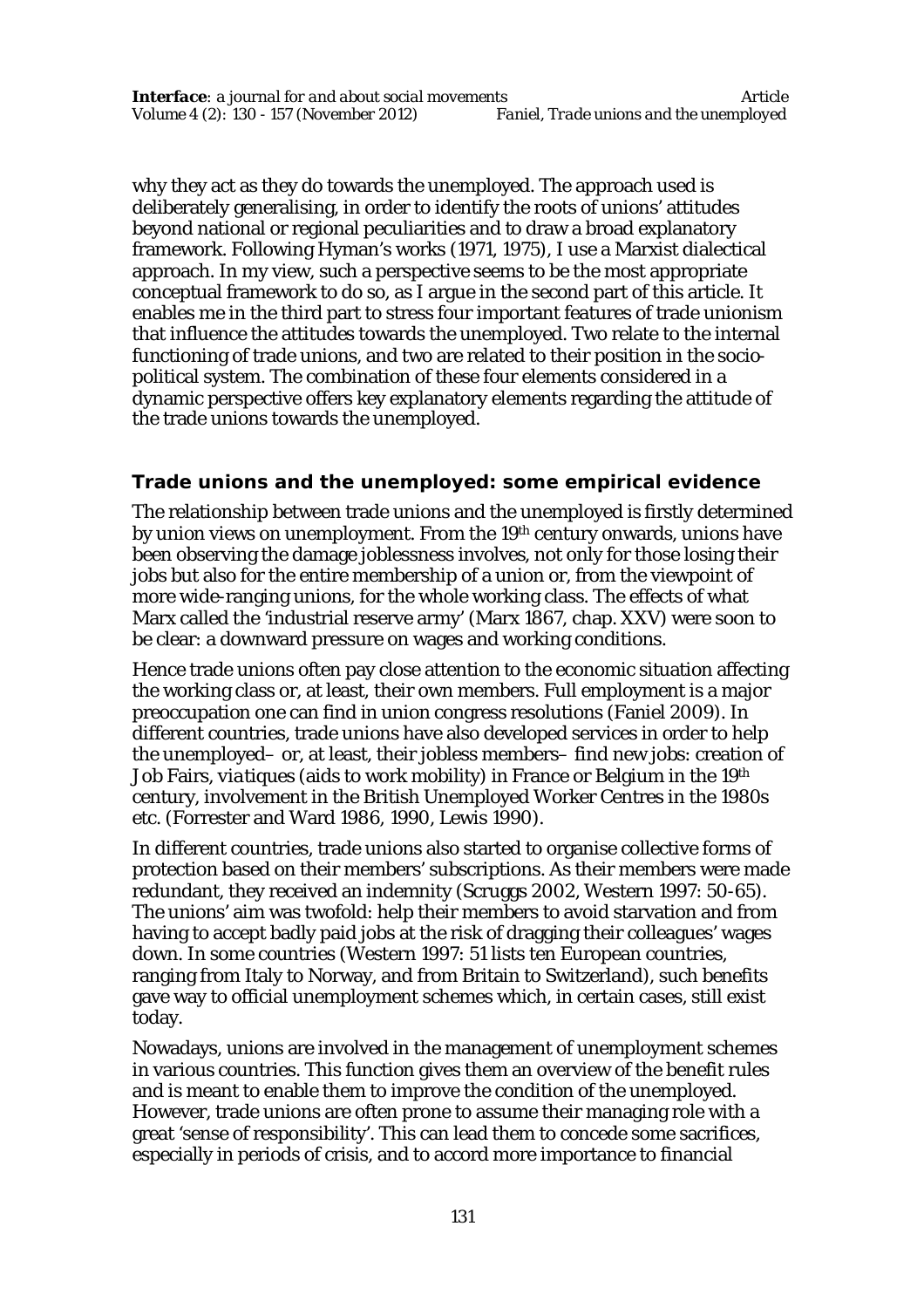why they act as they do towards the unemployed. The approach used is deliberately generalising, in order to identify the roots of unions' attitudes beyond national or regional peculiarities and to draw a broad explanatory framework. Following Hyman's works (1971, 1975), I use a Marxist dialectical approach. In my view, such a perspective seems to be the most appropriate conceptual framework to do so, as I argue in the second part of this article. It enables me in the third part to stress four important features of trade unionism that influence the attitudes towards the unemployed. Two relate to the internal functioning of trade unions, and two are related to their position in the socio-political system. The combination of these four elements considered in a dynamic perspective offers key explanatory elements regarding the attitude of the trade unions towards the unemployed.

## Trade unions and the unemployed: some empirical evidence

The relationship between trade unions and the unemployed is firstly determined by union views on unemployment. From the 19th century onwards, unions have been observing the damage joblessness involves, not only for those losing their jobs but also for the entire membership of a union or, from the viewpoint of more wide-ranging unions, for the whole working class. The effects of what Marx called the 'industrial reserve army' (Marx 1867, chap. XXV) were soon to be clear: a downward pressure on wages and working conditions.

Hence trade unions often pay close attention to the economic situation affecting the working class or, at least, their own members. Full employment is a major preoccupation one can find in union congress resolutions (Faniel 2009). In different countries, trade unions have also developed services in order to help the unemployed– or, at least, their jobless members– find new jobs: creation of Job Fairs, *viatiques* (aids to work mobility) in France or Belgium in the 19th century, involvement in the British Unemployed Worker Centres in the 1980s etc. (Forrester and Ward 1986, 1990, Lewis 1990).

In different countries, trade unions also started to organise collective forms of protection based on their members' subscriptions. As their members were made redundant, they received an indemnity (Scruggs 2002, Western 1997: 50-65). The unions' aim was twofold: help their members to avoid starvation and from having to accept badly paid jobs at the risk of dragging their colleagues' wages down. In some countries (Western 1997: 51 lists ten European countries, ranging from Italy to Norway, and from Britain to Switzerland), such benefits gave way to official unemployment schemes which, in certain cases, still exist today.

Nowadays, unions are involved in the management of unemployment schemes in various countries. This function gives them an overview of the benefit rules and is meant to enable them to improve the condition of the unemployed. However, trade unions are often prone to assume their managing role with a great 'sense of responsibility'. This can lead them to concede some sacrifices, especially in periods of crisis, and to accord more importance to financial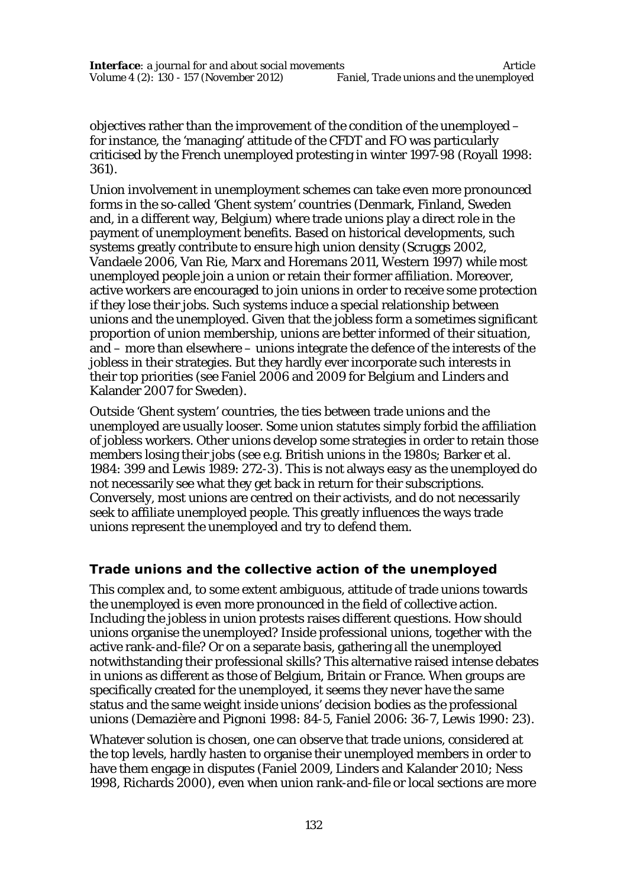objectives rather than the improvement of the condition of the unemployed – for instance, the 'managing' attitude of the CFDT and FO was particularly criticised by the French unemployed protesting in winter 1997-98 (Royall 1998: 361).

Union involvement in unemployment schemes can take even more pronounced forms in the so-called 'Ghent system' countries (Denmark, Finland, Sweden and, in a different way, Belgium) where trade unions play a direct role in the payment of unemployment benefits. Based on historical developments, such systems greatly contribute to ensure high union density (Scruggs 2002, Vandaele 2006, Van Rie, Marx and Horemans 2011, Western 1997) while most unemployed people join a union or retain their former affiliation. Moreover, active workers are encouraged to join unions in order to receive some protection if they lose their jobs. Such systems induce a special relationship between unions and the unemployed. Given that the jobless form a sometimes significant proportion of union membership, unions are better informed of their situation, and – more than elsewhere – unions integrate the defence of the interests of the jobless in their strategies. But they hardly ever incorporate such interests in their top priorities (see Faniel 2006 and 2009 for Belgium and Linders and Kalander 2007 for Sweden).

Outside 'Ghent system' countries, the ties between trade unions and the unemployed are usually looser. Some union statutes simply forbid the affiliation of jobless workers. Other unions develop some strategies in order to retain those members losing their jobs (see e.g. British unions in the 1980s; Barker et al. 1984: 399 and Lewis 1989: 272-3). This is not always easy as the unemployed do not necessarily see what they get back in return for their subscriptions. Conversely, most unions are centred on their activists, and do not necessarily seek to affiliate unemployed people. This greatly influences the ways trade unions represent the unemployed and try to defend them.

## Trade unions and the collective action of the unemployed

This complex and, to some extent ambiguous, attitude of trade unions towards the unemployed is even more pronounced in the field of collective action. Including the jobless in union protests raises different questions. How should unions organise the unemployed? Inside professional unions, together with the active rank-and-file? Or on a separate basis, gathering all the unemployed notwithstanding their professional skills? This alternative raised intense debates in unions as different as those of Belgium, Britain or France. When groups are specifically created for the unemployed, it seems they never have the same status and the same weight inside unions' decision bodies as the professional unions (Demazière and Pignoni 1998: 84-5, Faniel 2006: 36-7, Lewis 1990: 23).

Whatever solution is chosen, one can observe that trade unions, considered at the top levels, hardly hasten to organise their unemployed members in order to have them engage in disputes (Faniel 2009, Linders and Kalander 2010; Ness 1998, Richards 2000), even when union rank-and-file or local sections are more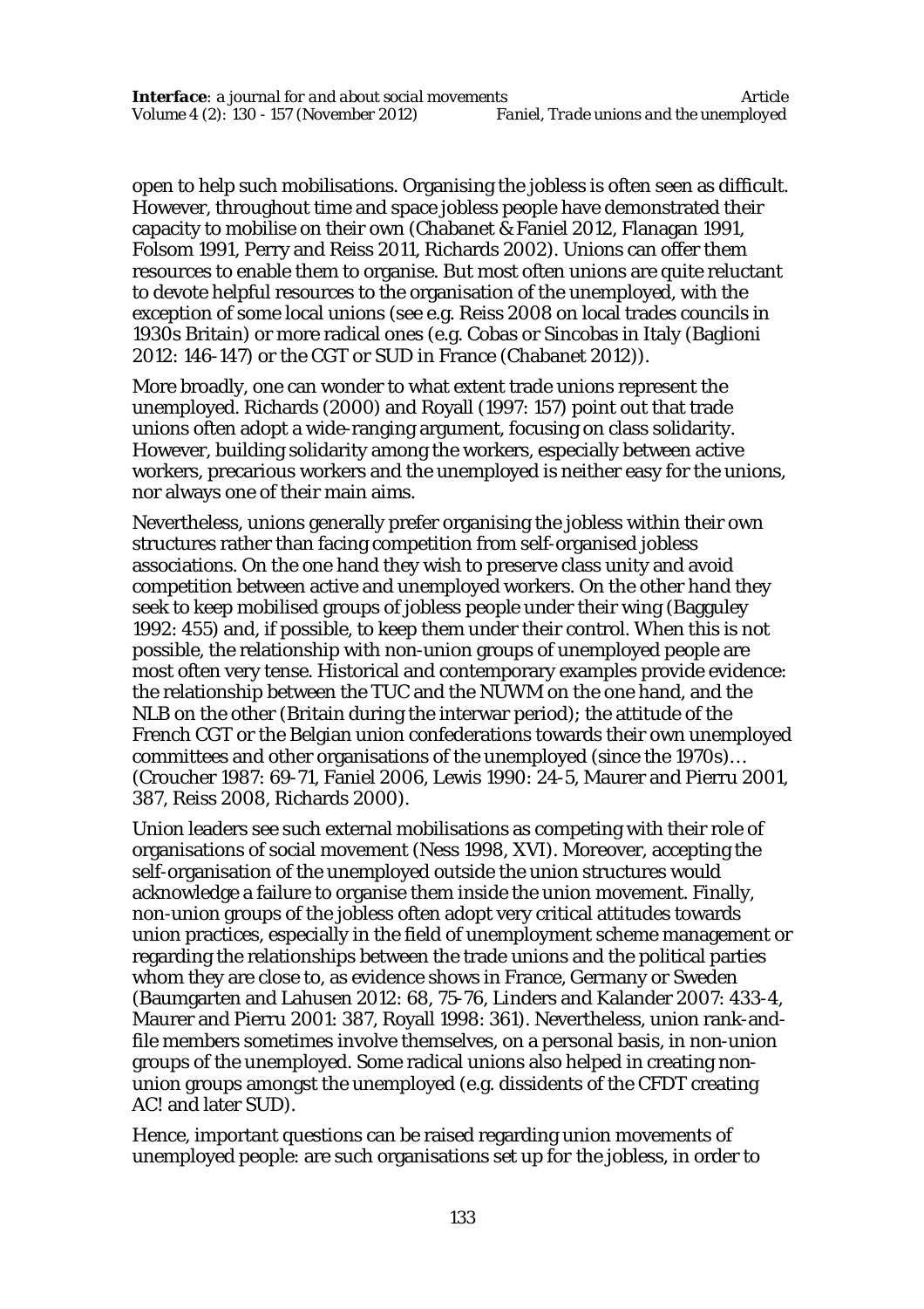open to help such mobilisations. Organising the jobless is often seen as difficult. However, throughout time and space jobless people have demonstrated their capacity to mobilise on their own (Chabanet & Faniel 2012, Flanagan 1991, Folsom 1991, Perry and Reiss 2011, Richards 2002). Unions can offer them resources to enable them to organise. But most often unions are quite reluctant to devote helpful resources to the organisation of the unemployed, with the exception of some local unions (see e.g. Reiss 2008 on local trades councils in 1930s Britain) or more radical ones (e.g. Cobas or Sincobas in Italy (Baglioni 2012: 146-147) or the CGT or SUD in France (Chabanet 2012)).

More broadly, one can wonder to what extent trade unions represent the unemployed. Richards (2000) and Royall (1997: 157) point out that trade unions often adopt a wide-ranging argument, focusing on class solidarity. However, building solidarity among the workers, especially between active workers, precarious workers and the unemployed is neither easy for the unions, nor always one of their main aims.

Nevertheless, unions generally prefer organising the jobless within their own structures rather than facing competition from self-organised jobless associations. On the one hand they wish to preserve class unity and avoid competition between active and unemployed workers. On the other hand they seek to keep mobilised groups of jobless people under their wing (Bagguley 1992: 455) and, if possible, to keep them under their control. When this is not possible, the relationship with non-union groups of unemployed people are most often very tense. Historical and contemporary examples provide evidence: the relationship between the TUC and the NUWM on the one hand, and the NLB on the other (Britain during the interwar period); the attitude of the French CGT or the Belgian union confederations towards their own unemployed committees and other organisations of the unemployed (since the 1970s)… (Croucher 1987: 69-71, Faniel 2006, Lewis 1990: 24-5, Maurer and Pierru 2001, 387, Reiss 2008, Richards 2000).

Union leaders see such external mobilisations as competing with their role of organisations of social movement (Ness 1998, XVI). Moreover, accepting the self-organisation of the unemployed outside the union structures would acknowledge a failure to organise them inside the union movement. Finally, non-union groups of the jobless often adopt very critical attitudes towards union practices, especially in the field of unemployment scheme management or regarding the relationships between the trade unions and the political parties whom they are close to, as evidence shows in France, Germany or Sweden (Baumgarten and Lahusen 2012: 68, 75-76, Linders and Kalander 2007: 433-4, Maurer and Pierru 2001: 387, Royall 1998: 361). Nevertheless, union rank-and-file members sometimes involve themselves, on a personal basis, in non-union groups of the unemployed. Some radical unions also helped in creating non-union groups amongst the unemployed (e.g. dissidents of the CFDT creating AC! and later SUD).

Hence, important questions can be raised regarding union movements of unemployed people: are such organisations set up for the jobless, in order to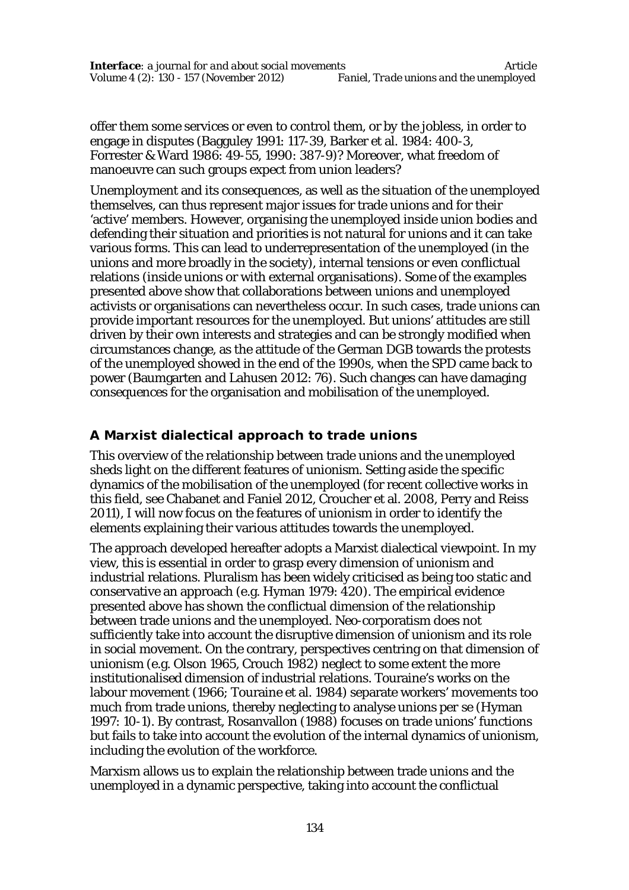offer them some services or even to control them, or by the jobless, in order to engage in disputes (Bagguley 1991: 117-39, Barker et al. 1984: 400-3, Forrester & Ward 1986: 49-55, 1990: 387-9)? Moreover, what freedom of manoeuvre can such groups expect from union leaders?

Unemployment and its consequences, as well as the situation of the unemployed themselves, can thus represent major issues for trade unions and for their 'active' members. However, organising the unemployed inside union bodies and defending their situation and priorities is not natural for unions and it can take various forms. This can lead to underrepresentation of the unemployed (in the unions and more broadly in the society), internal tensions or even conflictual relations (inside unions or with external organisations). Some of the examples presented above show that collaborations between unions and unemployed activists or organisations can nevertheless occur. In such cases, trade unions can provide important resources for the unemployed. But unions' attitudes are still driven by their own interests and strategies and can be strongly modified when circumstances change, as the attitude of the German DGB towards the protests of the unemployed showed in the end of the 1990s, when the SPD came back to power (Baumgarten and Lahusen 2012: 76). Such changes can have damaging consequences for the organisation and mobilisation of the unemployed.

## A Marxist dialectical approach to trade unions

This overview of the relationship between trade unions and the unemployed sheds light on the different features of unionism. Setting aside the specific dynamics of the mobilisation of the unemployed (for recent collective works in this field, see Chabanet and Faniel 2012, Croucher et al. 2008, Perry and Reiss 2011), I will now focus on the features of unionism in order to identify the elements explaining their various attitudes towards the unemployed.

The approach developed hereafter adopts a Marxist dialectical viewpoint. In my view, this is essential in order to grasp every dimension of unionism and industrial relations. Pluralism has been widely criticised as being too static and conservative an approach (e.g. Hyman 1979: 420). The empirical evidence presented above has shown the conflictual dimension of the relationship between trade unions and the unemployed. Neo-corporatism does not sufficiently take into account the disruptive dimension of unionism and its role in social movement. On the contrary, perspectives centring on that dimension of unionism (e.g. Olson 1965, Crouch 1982) neglect to some extent the more institutionalised dimension of industrial relations. Touraine's works on the labour movement (1966; Touraine et al. 1984) separate workers' movements too much from trade unions, thereby neglecting to analyse unions per se (Hyman 1997: 10-1). By contrast, Rosanvallon (1988) focuses on trade unions' functions but fails to take into account the evolution of the internal dynamics of unionism, including the evolution of the workforce.

Marxism allows us to explain the relationship between trade unions and the unemployed in a dynamic perspective, taking into account the conflictual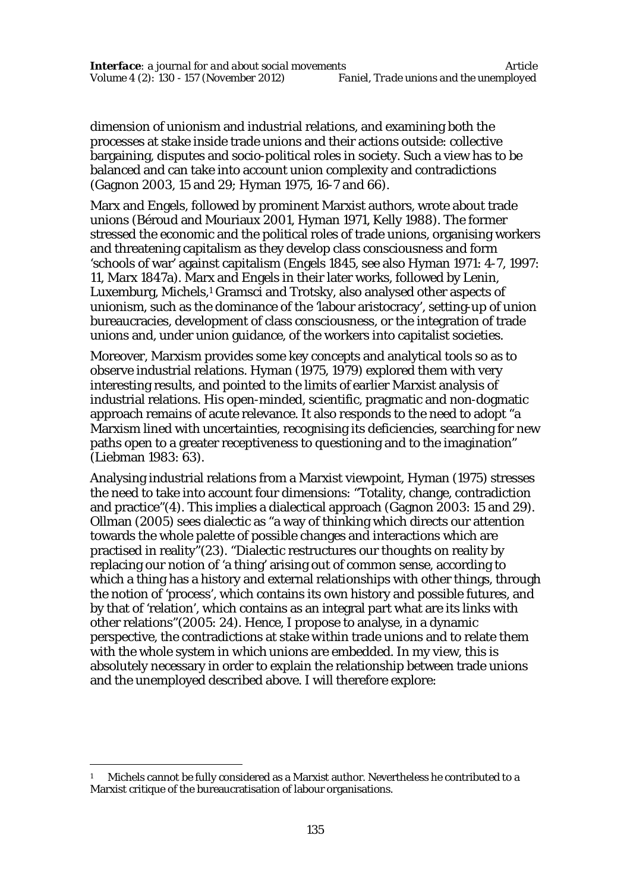dimension of unionism and industrial relations, and examining both the processes at stake inside trade unions and their actions outside: collective bargaining, disputes and socio-political roles in society. Such a view has to be balanced and can take into account union complexity and contradictions (Gagnon 2003, 15 and 29; Hyman 1975, 16-7 and 66).

Marx and Engels, followed by prominent Marxist authors, wrote about trade unions (Béroud and Mouriaux 2001, Hyman 1971, Kelly 1988). The former stressed the economic and the political roles of trade unions, organising workers and threatening capitalism as they develop class consciousness and form 'schools of war' against capitalism (Engels 1845, see also Hyman 1971: 4-7, 1997: 11, Marx 1847a). Marx and Engels in their later works, followed by Lenin, Luxemburg, Michels,[1] Gramsci and Trotsky, also analysed other aspects of unionism, such as the dominance of the 'labour aristocracy', setting-up of union bureaucracies, development of class consciousness, or the integration of trade unions and, under union guidance, of the workers into capitalist societies.

Moreover, Marxism provides some key concepts and analytical tools so as to observe industrial relations. Hyman (1975, 1979) explored them with very interesting results, and pointed to the limits of earlier Marxist analysis of industrial relations. His open-minded, scientific, pragmatic and non-dogmatic approach remains of acute relevance. It also responds to the need to adopt "a Marxism lined with uncertainties, recognising its deficiencies, searching for new paths open to a greater receptiveness to questioning and to the imagination" (Liebman 1983: 63).

Analysing industrial relations from a Marxist viewpoint, Hyman (1975) stresses the need to take into account four dimensions: "Totality, change, contradiction and practice"(4). This implies a dialectical approach (Gagnon 2003: 15 and 29). Ollman (2005) sees dialectic as "a way of thinking which directs our attention towards the whole palette of possible changes and interactions which are practised in reality"(23). "Dialectic restructures our thoughts on reality by replacing our notion of 'a thing' arising out of common sense, according to which a thing has a history and external relationships with other things, through the notion of 'process', which contains its own history and possible futures, and by that of 'relation', which contains as an integral part what are its links with other relations"(2005: 24). Hence, I propose to analyse, in a dynamic perspective, the contradictions at stake within trade unions and to relate them with the whole system in which unions are embedded. In my view, this is absolutely necessary in order to explain the relationship between trade unions and the unemployed described above. I will therefore explore:

[1] Michels cannot be fully considered as a Marxist author. Nevertheless he contributed to a Marxist critique of the bureaucratisation of labour organisations.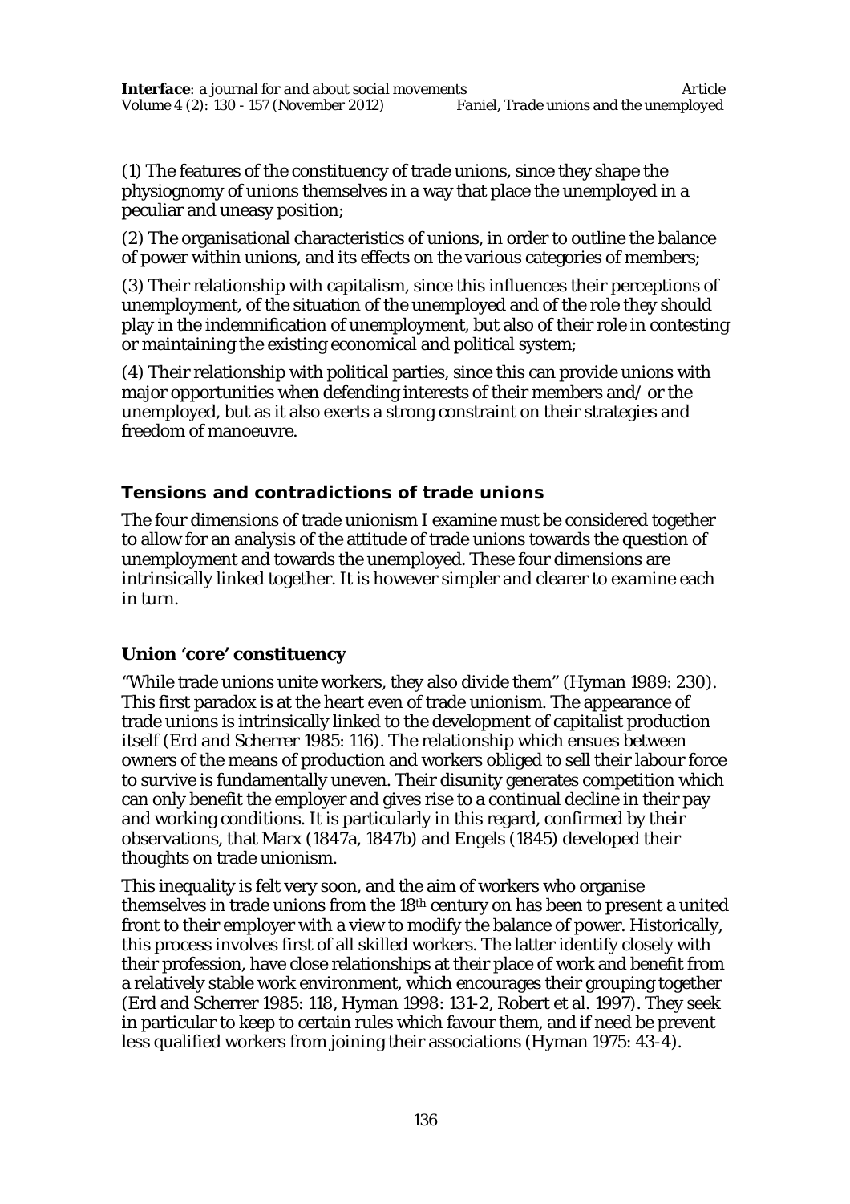(1) The features of the constituency of trade unions, since they shape the physiognomy of unions themselves in a way that place the unemployed in a peculiar and uneasy position;

(2) The organisational characteristics of unions, in order to outline the balance of power within unions, and its effects on the various categories of members;

(3) Their relationship with capitalism, since this influences their perceptions of unemployment, of the situation of the unemployed and of the role they should play in the indemnification of unemployment, but also of their role in contesting or maintaining the existing economical and political system;

(4) Their relationship with political parties, since this can provide unions with major opportunities when defending interests of their members and/ or the unemployed, but as it also exerts a strong constraint on their strategies and freedom of manoeuvre.

## Tensions and contradictions of trade unions

The four dimensions of trade unionism I examine must be considered together to allow for an analysis of the attitude of trade unions towards the question of unemployment and towards the unemployed. These four dimensions are intrinsically linked together. It is however simpler and clearer to examine each in turn.

### Union 'core' constituency

"While trade unions unite workers, they also divide them" (Hyman 1989: 230). This first paradox is at the heart even of trade unionism. The appearance of trade unions is intrinsically linked to the development of capitalist production itself (Erd and Scherrer 1985: 116). The relationship which ensues between owners of the means of production and workers obliged to sell their labour force to survive is fundamentally uneven. Their disunity generates competition which can only benefit the employer and gives rise to a continual decline in their pay and working conditions. It is particularly in this regard, confirmed by their observations, that Marx (1847a, 1847b) and Engels (1845) developed their thoughts on trade unionism.

This inequality is felt very soon, and the aim of workers who organise themselves in trade unions from the 18th century on has been to present a united front to their employer with a view to modify the balance of power. Historically, this process involves first of all skilled workers. The latter identify closely with their profession, have close relationships at their place of work and benefit from a relatively stable work environment, which encourages their grouping together (Erd and Scherrer 1985: 118, Hyman 1998: 131-2, Robert et al. 1997). They seek in particular to keep to certain rules which favour them, and if need be prevent less qualified workers from joining their associations (Hyman 1975: 43-4).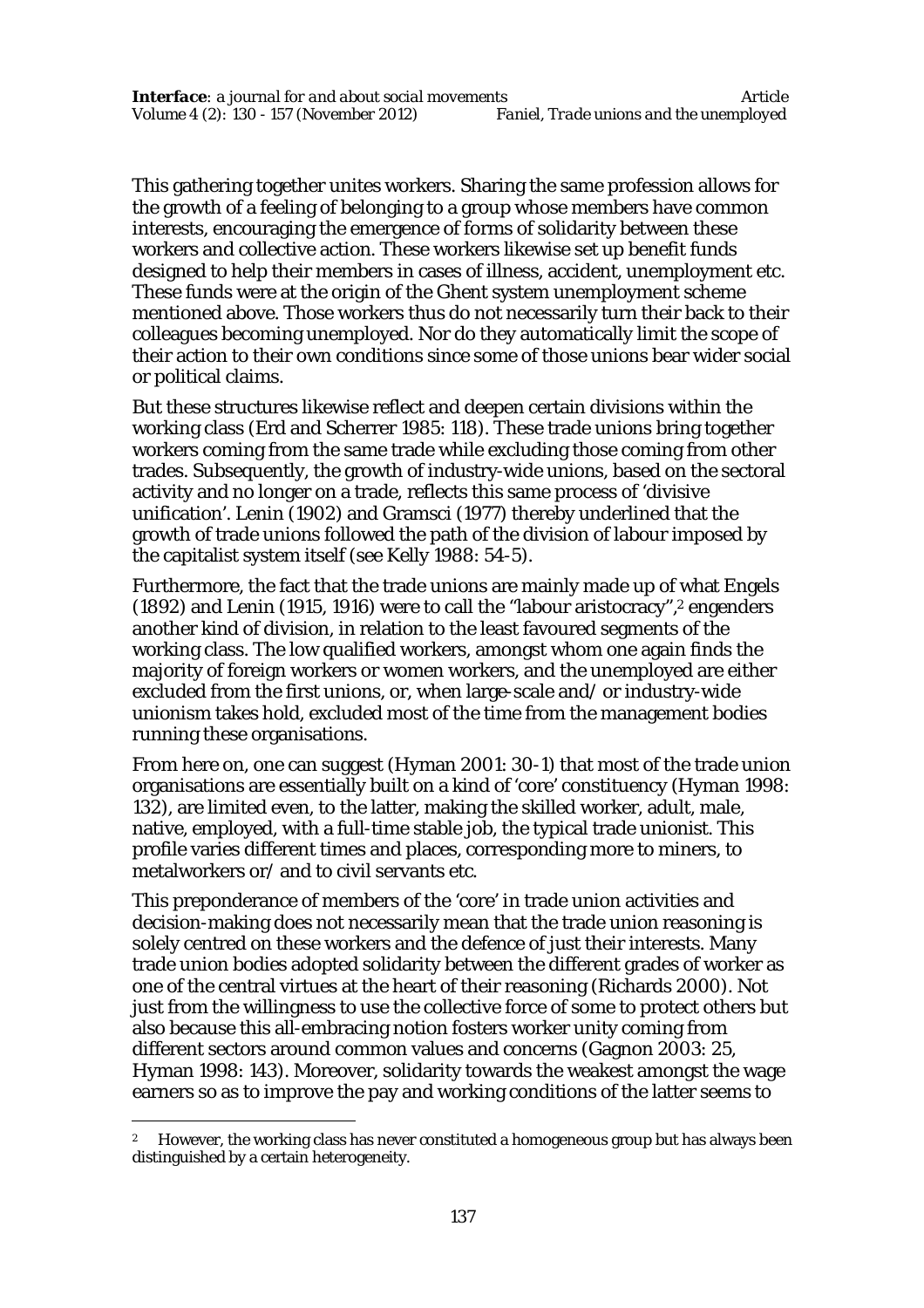This gathering together unites workers. Sharing the same profession allows for the growth of a feeling of belonging to a group whose members have common interests, encouraging the emergence of forms of solidarity between these workers and collective action. These workers likewise set up benefit funds designed to help their members in cases of illness, accident, unemployment etc. These funds were at the origin of the Ghent system unemployment scheme mentioned above. Those workers thus do not necessarily turn their back to their colleagues becoming unemployed. Nor do they automatically limit the scope of their action to their own conditions since some of those unions bear wider social or political claims.

But these structures likewise reflect and deepen certain divisions within the working class (Erd and Scherrer 1985: 118). These trade unions bring together workers coming from the same trade while excluding those coming from other trades. Subsequently, the growth of industry-wide unions, based on the sectoral activity and no longer on a trade, reflects this same process of 'divisive unification'. Lenin (1902) and Gramsci (1977) thereby underlined that the growth of trade unions followed the path of the division of labour imposed by the capitalist system itself (see Kelly 1988: 54-5).

Furthermore, the fact that the trade unions are mainly made up of what Engels (1892) and Lenin (1915, 1916) were to call the "labour aristocracy",[2] engenders another kind of division, in relation to the least favoured segments of the working class. The low qualified workers, amongst whom one again finds the majority of foreign workers or women workers, and the unemployed are either excluded from the first unions, or, when large-scale and/ or industry-wide unionism takes hold, excluded most of the time from the management bodies running these organisations.

From here on, one can suggest (Hyman 2001: 30-1) that most of the trade union organisations are essentially built on a kind of 'core' constituency (Hyman 1998: 132), are limited even, to the latter, making the skilled worker, adult, male, native, employed, with a full-time stable job, the typical trade unionist. This profile varies different times and places, corresponding more to miners, to metalworkers or/ and to civil servants etc.

This preponderance of members of the 'core' in trade union activities and decision-making does not necessarily mean that the trade union reasoning is solely centred on these workers and the defence of just their interests. Many trade union bodies adopted solidarity between the different grades of worker as one of the central virtues at the heart of their reasoning (Richards 2000). Not just from the willingness to use the collective force of some to protect others but also because this all-embracing notion fosters worker unity coming from different sectors around common values and concerns (Gagnon 2003: 25, Hyman 1998: 143). Moreover, solidarity towards the weakest amongst the wage earners so as to improve the pay and working conditions of the latter seems to

---

[2] However, the working class has never constituted a homogeneous group but has always been distinguished by a certain heterogeneity.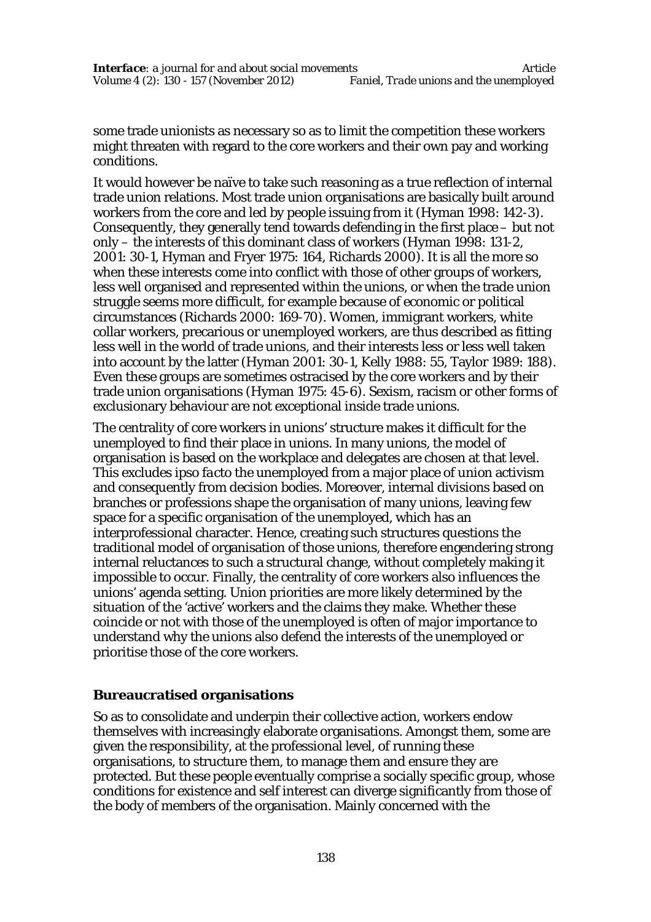some trade unionists as necessary so as to limit the competition these workers might threaten with regard to the core workers and their own pay and working conditions.

It would however be naïve to take such reasoning as a true reflection of internal trade union relations. Most trade union organisations are basically built around workers from the core and led by people issuing from it (Hyman 1998: 142-3). Consequently, they generally tend towards defending in the first place – but not only – the interests of this dominant class of workers (Hyman 1998: 131-2, 2001: 30-1, Hyman and Fryer 1975: 164, Richards 2000). It is all the more so when these interests come into conflict with those of other groups of workers, less well organised and represented within the unions, or when the trade union struggle seems more difficult, for example because of economic or political circumstances (Richards 2000: 169-70). Women, immigrant workers, white collar workers, precarious or unemployed workers, are thus described as fitting less well in the world of trade unions, and their interests less or less well taken into account by the latter (Hyman 2001: 30-1, Kelly 1988: 55, Taylor 1989: 188). Even these groups are sometimes ostracised by the core workers and by their trade union organisations (Hyman 1975: 45-6). Sexism, racism or other forms of exclusionary behaviour are not exceptional inside trade unions.

The centrality of core workers in unions' structure makes it difficult for the unemployed to find their place in unions. In many unions, the model of organisation is based on the workplace and delegates are chosen at that level. This excludes *ipso facto* the unemployed from a major place of union activism and consequently from decision bodies. Moreover, internal divisions based on branches or professions shape the organisation of many unions, leaving few space for a specific organisation of the unemployed, which has an interprofessional character. Hence, creating such structures questions the traditional model of organisation of those unions, therefore engendering strong internal reluctances to such a structural change, without completely making it impossible to occur. Finally, the centrality of core workers also influences the unions' agenda setting. Union priorities are more likely determined by the situation of the 'active' workers and the claims they make. Whether these coincide or not with those of the unemployed is often of major importance to understand why the unions also defend the interests of the unemployed or prioritise those of the core workers.

### Bureaucratised organisations

So as to consolidate and underpin their collective action, workers endow themselves with increasingly elaborate organisations. Amongst them, some are given the responsibility, at the professional level, of running these organisations, to structure them, to manage them and ensure they are protected. But these people eventually comprise a socially specific group, whose conditions for existence and self interest can diverge significantly from those of the body of members of the organisation. Mainly concerned with the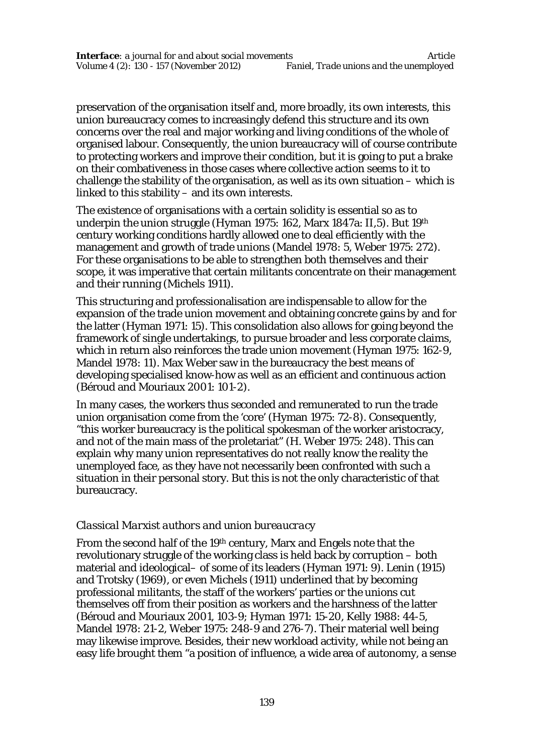preservation of the organisation itself and, more broadly, its own interests, this union bureaucracy comes to increasingly defend this structure and its own concerns over the real and major working and living conditions of the whole of organised labour. Consequently, the union bureaucracy will of course contribute to protecting workers and improve their condition, but it is going to put a brake on their combativeness in those cases where collective action seems to it to challenge the stability of the organisation, as well as its own situation – which is linked to this stability – and its own interests.

The existence of organisations with a certain solidity is essential so as to underpin the union struggle (Hyman 1975: 162, Marx 1847a: II,5). But 19th century working conditions hardly allowed one to deal efficiently with the management and growth of trade unions (Mandel 1978: 5, Weber 1975: 272). For these organisations to be able to strengthen both themselves and their scope, it was imperative that certain militants concentrate on their management and their running (Michels 1911).

This structuring and professionalisation are indispensable to allow for the expansion of the trade union movement and obtaining concrete gains by and for the latter (Hyman 1971: 15). This consolidation also allows for going beyond the framework of single undertakings, to pursue broader and less corporate claims, which in return also reinforces the trade union movement (Hyman 1975: 162-9, Mandel 1978: 11). Max Weber saw in the bureaucracy the best means of developing specialised know-how as well as an efficient and continuous action (Béroud and Mouriaux 2001: 101-2).

In many cases, the workers thus seconded and remunerated to run the trade union organisation come from the 'core' (Hyman 1975: 72-8). Consequently, "this worker bureaucracy is the political spokesman of the worker aristocracy, and not of the main mass of the proletariat" (H. Weber 1975: 248). This can explain why many union representatives do not really know the reality the unemployed face, as they have not necessarily been confronted with such a situation in their personal story. But this is not the only characteristic of that bureaucracy.

### *Classical Marxist authors and union bureaucracy*

From the second half of the 19th century, Marx and Engels note that the revolutionary struggle of the working class is held back by corruption – both material and ideological– of some of its leaders (Hyman 1971: 9). Lenin (1915) and Trotsky (1969), or even Michels (1911) underlined that by becoming professional militants, the staff of the workers' parties or the unions cut themselves off from their position as workers and the harshness of the latter (Béroud and Mouriaux 2001, 103-9; Hyman 1971: 15-20, Kelly 1988: 44-5, Mandel 1978: 21-2, Weber 1975: 248-9 and 276-7). Their material well being may likewise improve. Besides, their new workload activity, while not being an easy life brought them "a position of influence, a wide area of autonomy, a sense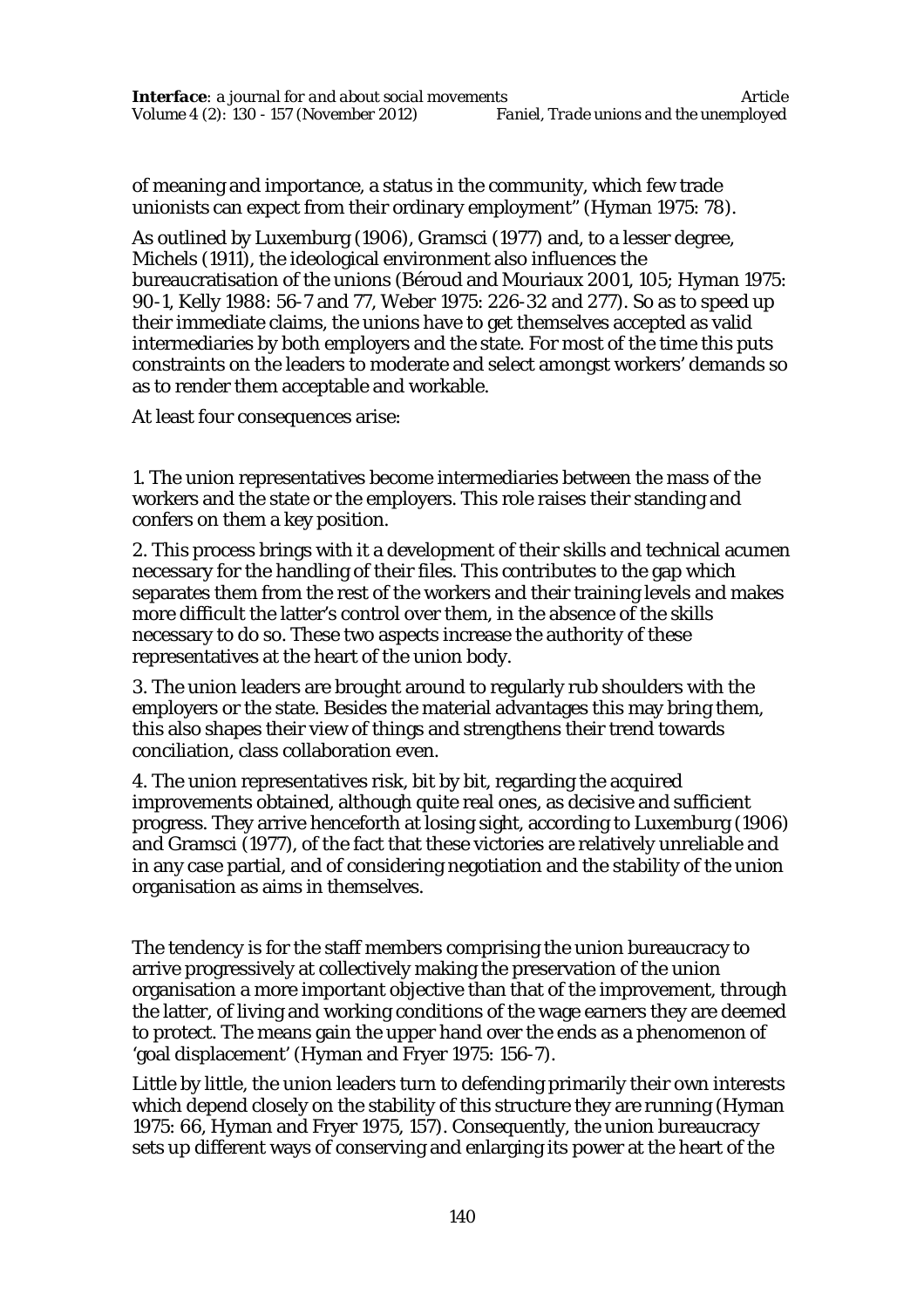of meaning and importance, a status in the community, which few trade unionists can expect from their ordinary employment" (Hyman 1975: 78).

As outlined by Luxemburg (1906), Gramsci (1977) and, to a lesser degree, Michels (1911), the ideological environment also influences the bureaucratisation of the unions (Béroud and Mouriaux 2001, 105; Hyman 1975: 90-1, Kelly 1988: 56-7 and 77, Weber 1975: 226-32 and 277). So as to speed up their immediate claims, the unions have to get themselves accepted as valid intermediaries by both employers and the state. For most of the time this puts constraints on the leaders to moderate and select amongst workers' demands so as to render them acceptable and workable.

At least four consequences arise:

1. The union representatives become intermediaries between the mass of the workers and the state or the employers. This role raises their standing and confers on them a key position.

2. This process brings with it a development of their skills and technical acumen necessary for the handling of their files. This contributes to the gap which separates them from the rest of the workers and their training levels and makes more difficult the latter's control over them, in the absence of the skills necessary to do so. These two aspects increase the authority of these representatives at the heart of the union body.

3. The union leaders are brought around to regularly rub shoulders with the employers or the state. Besides the material advantages this may bring them, this also shapes their view of things and strengthens their trend towards conciliation, class collaboration even.

4. The union representatives risk, bit by bit, regarding the acquired improvements obtained, although quite real ones, as decisive and sufficient progress. They arrive henceforth at losing sight, according to Luxemburg (1906) and Gramsci (1977), of the fact that these victories are relatively unreliable and in any case partial, and of considering negotiation and the stability of the union organisation as aims in themselves.

The tendency is for the staff members comprising the union bureaucracy to arrive progressively at collectively making the preservation of the union organisation a more important objective than that of the improvement, through the latter, of living and working conditions of the wage earners they are deemed to protect. The means gain the upper hand over the ends as a phenomenon of 'goal displacement' (Hyman and Fryer 1975: 156-7).

Little by little, the union leaders turn to defending primarily their own interests which depend closely on the stability of this structure they are running (Hyman 1975: 66, Hyman and Fryer 1975, 157). Consequently, the union bureaucracy sets up different ways of conserving and enlarging its power at the heart of the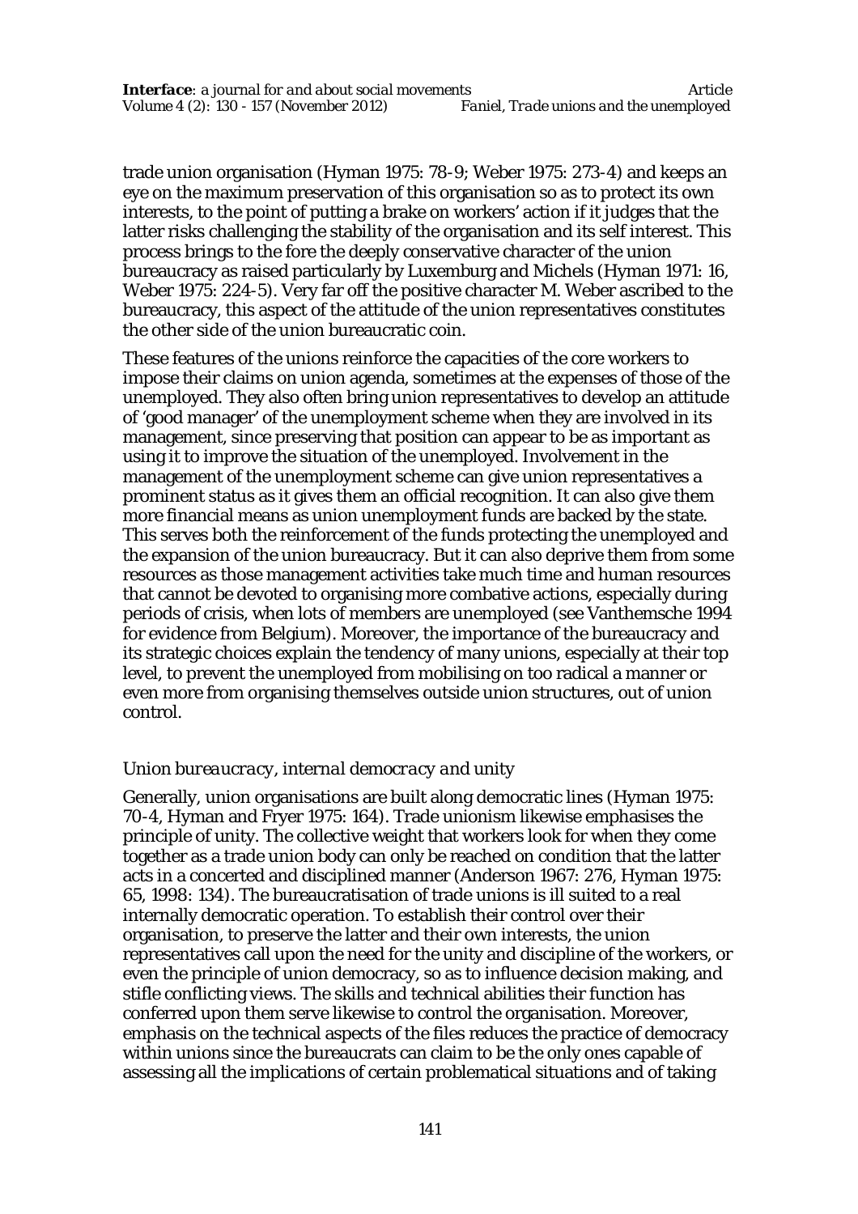trade union organisation (Hyman 1975: 78-9; Weber 1975: 273-4) and keeps an eye on the maximum preservation of this organisation so as to protect its own interests, to the point of putting a brake on workers' action if it judges that the latter risks challenging the stability of the organisation and its self interest. This process brings to the fore the deeply conservative character of the union bureaucracy as raised particularly by Luxemburg and Michels (Hyman 1971: 16, Weber 1975: 224-5). Very far off the positive character M. Weber ascribed to the bureaucracy, this aspect of the attitude of the union representatives constitutes the other side of the union bureaucratic coin.

These features of the unions reinforce the capacities of the core workers to impose their claims on union agenda, sometimes at the expenses of those of the unemployed. They also often bring union representatives to develop an attitude of 'good manager' of the unemployment scheme when they are involved in its management, since preserving that position can appear to be as important as using it to improve the situation of the unemployed. Involvement in the management of the unemployment scheme can give union representatives a prominent status as it gives them an official recognition. It can also give them more financial means as union unemployment funds are backed by the state. This serves both the reinforcement of the funds protecting the unemployed and the expansion of the union bureaucracy. But it can also deprive them from some resources as those management activities take much time and human resources that cannot be devoted to organising more combative actions, especially during periods of crisis, when lots of members are unemployed (see Vanthemsche 1994 for evidence from Belgium). Moreover, the importance of the bureaucracy and its strategic choices explain the tendency of many unions, especially at their top level, to prevent the unemployed from mobilising on too radical a manner or even more from organising themselves outside union structures, out of union control.

### *Union bureaucracy, internal democracy and unity*

Generally, union organisations are built along democratic lines (Hyman 1975: 70-4, Hyman and Fryer 1975: 164). Trade unionism likewise emphasises the principle of unity. The collective weight that workers look for when they come together as a trade union body can only be reached on condition that the latter acts in a concerted and disciplined manner (Anderson 1967: 276, Hyman 1975: 65, 1998: 134). The bureaucratisation of trade unions is ill suited to a real internally democratic operation. To establish their control over their organisation, to preserve the latter and their own interests, the union representatives call upon the need for the unity and discipline of the workers, or even the principle of union democracy, so as to influence decision making, and stifle conflicting views. The skills and technical abilities their function has conferred upon them serve likewise to control the organisation. Moreover, emphasis on the technical aspects of the files reduces the practice of democracy within unions since the bureaucrats can claim to be the only ones capable of assessing all the implications of certain problematical situations and of taking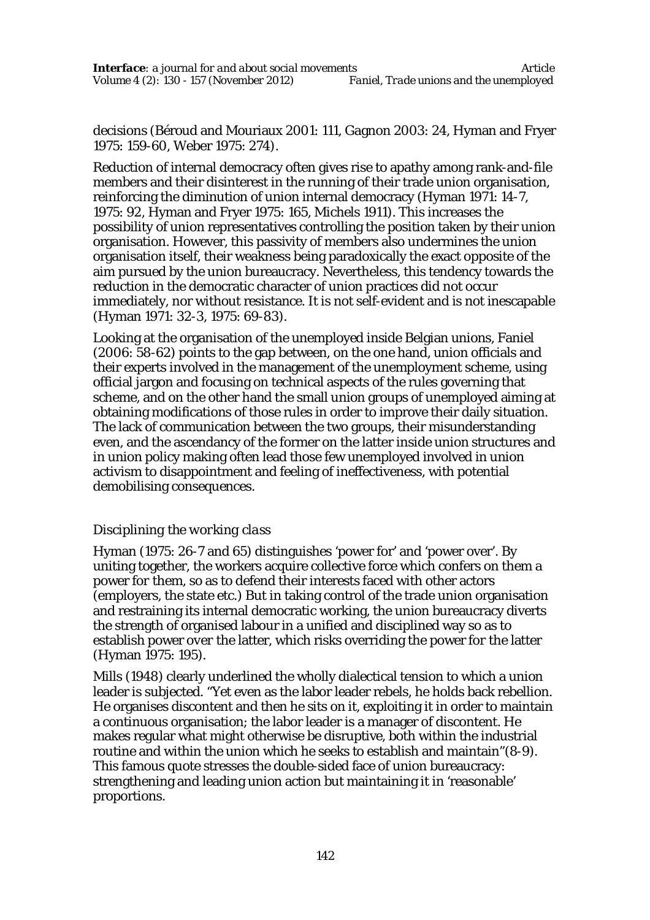decisions (Béroud and Mouriaux 2001: 111, Gagnon 2003: 24, Hyman and Fryer 1975: 159-60, Weber 1975: 274).

Reduction of internal democracy often gives rise to apathy among rank-and-file members and their disinterest in the running of their trade union organisation, reinforcing the diminution of union internal democracy (Hyman 1971: 14-7, 1975: 92, Hyman and Fryer 1975: 165, Michels 1911). This increases the possibility of union representatives controlling the position taken by their union organisation. However, this passivity of members also undermines the union organisation itself, their weakness being paradoxically the exact opposite of the aim pursued by the union bureaucracy. Nevertheless, this tendency towards the reduction in the democratic character of union practices did not occur immediately, nor without resistance. It is not self-evident and is not inescapable (Hyman 1971: 32-3, 1975: 69-83).

Looking at the organisation of the unemployed inside Belgian unions, Faniel (2006: 58-62) points to the gap between, on the one hand, union officials and their experts involved in the management of the unemployment scheme, using official jargon and focusing on technical aspects of the rules governing that scheme, and on the other hand the small union groups of unemployed aiming at obtaining modifications of those rules in order to improve their daily situation. The lack of communication between the two groups, their misunderstanding even, and the ascendancy of the former on the latter inside union structures and in union policy making often lead those few unemployed involved in union activism to disappointment and feeling of ineffectiveness, with potential demobilising consequences.

### *Disciplining the working class*

Hyman (1975: 26-7 and 65) distinguishes 'power for' and 'power over'. By uniting together, the workers acquire collective force which confers on them a power for them, so as to defend their interests faced with other actors (employers, the state etc.) But in taking control of the trade union organisation and restraining its internal democratic working, the union bureaucracy diverts the strength of organised labour in a unified and disciplined way so as to establish power over the latter, which risks overriding the power for the latter (Hyman 1975: 195).

Mills (1948) clearly underlined the wholly dialectical tension to which a union leader is subjected. "Yet even as the labor leader rebels, he holds back rebellion. He organises discontent and then he sits on it, exploiting it in order to maintain a continuous organisation; the labor leader is a manager of discontent. He makes regular what might otherwise be disruptive, both within the industrial routine and within the union which he seeks to establish and maintain"(8-9). This famous quote stresses the double-sided face of union bureaucracy: strengthening and leading union action but maintaining it in 'reasonable' proportions.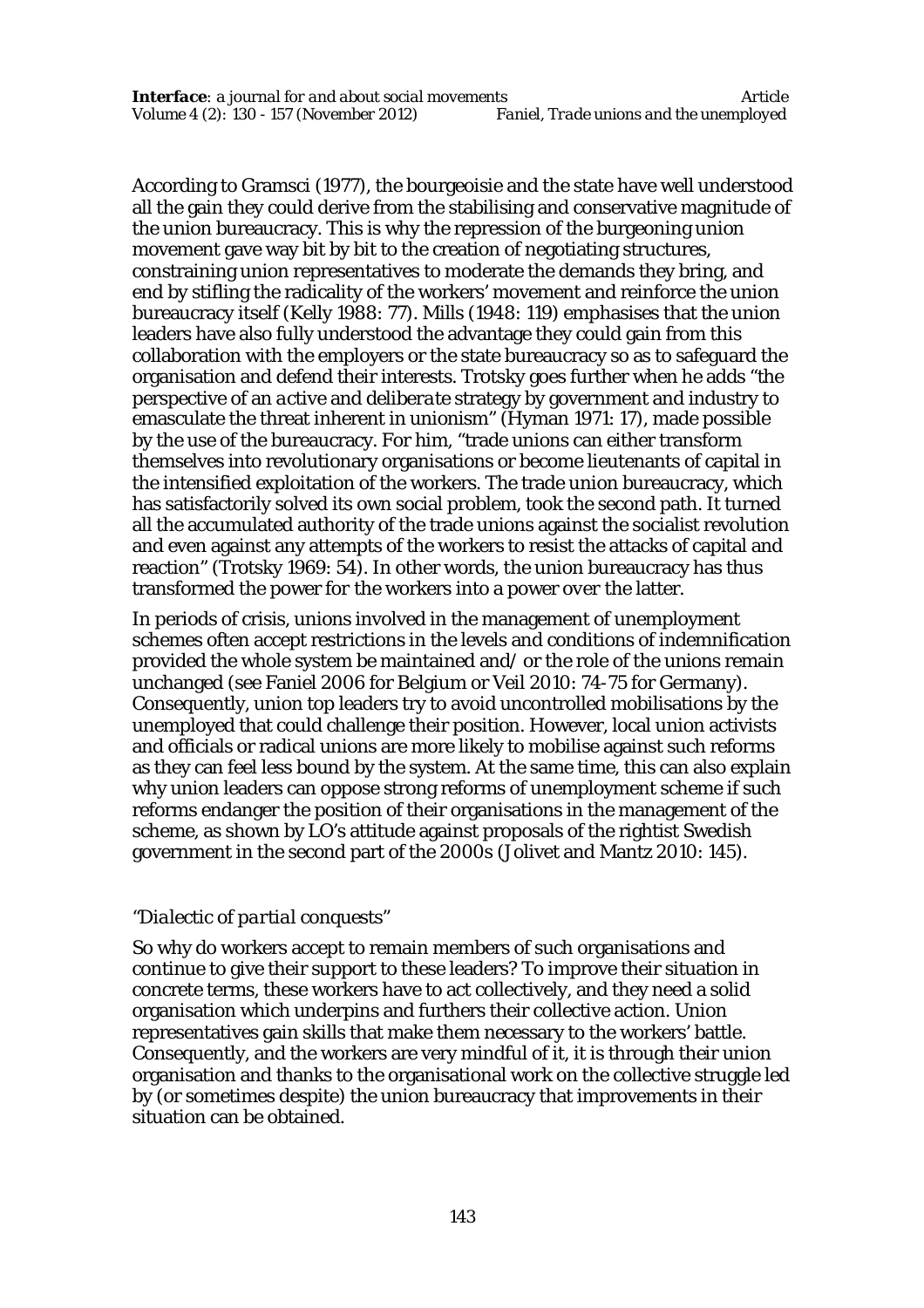According to Gramsci (1977), the bourgeoisie and the state have well understood all the gain they could derive from the stabilising and conservative magnitude of the union bureaucracy. This is why the repression of the burgeoning union movement gave way bit by bit to the creation of negotiating structures, constraining union representatives to moderate the demands they bring, and end by stifling the radicality of the workers' movement and reinforce the union bureaucracy itself (Kelly 1988: 77). Mills (1948: 119) emphasises that the union leaders have also fully understood the advantage they could gain from this collaboration with the employers or the state bureaucracy so as to safeguard the organisation and defend their interests. Trotsky goes further when he adds "the perspective of an *active and deliberate* strategy by government and industry to emasculate the threat inherent in unionism" (Hyman 1971: 17), made possible by the use of the bureaucracy. For him, "trade unions can either transform themselves into revolutionary organisations or become lieutenants of capital in the intensified exploitation of the workers. The trade union bureaucracy, which has satisfactorily solved its own social problem, took the second path. It turned all the accumulated authority of the trade unions against the socialist revolution and even against any attempts of the workers to resist the attacks of capital and reaction" (Trotsky 1969: 54). In other words, the union bureaucracy has thus transformed the power *for* the workers into a power *over* the latter.

In periods of crisis, unions involved in the management of unemployment schemes often accept restrictions in the levels and conditions of indemnification provided the whole system be maintained and/ or the role of the unions remain unchanged (see Faniel 2006 for Belgium or Veil 2010: 74-75 for Germany). Consequently, union top leaders try to avoid uncontrolled mobilisations by the unemployed that could challenge their position. However, local union activists and officials or radical unions are more likely to mobilise against such reforms as they can feel less bound by the system. At the same time, this can also explain why union leaders can oppose strong reforms of unemployment scheme if such reforms endanger the position of their organisations in the management of the scheme, as shown by LO's attitude against proposals of the rightist Swedish government in the second part of the 2000s (Jolivet and Mantz 2010: 145).

### *"Dialectic of partial conquests"*

So why do workers accept to remain members of such organisations and continue to give their support to these leaders? To improve their situation in concrete terms, these workers have to act collectively, and they need a solid organisation which underpins and furthers their collective action. Union representatives gain skills that make them necessary to the workers' battle. Consequently, and the workers are very mindful of it, it is through their union organisation and thanks to the organisational work on the collective struggle led by (or sometimes despite) the union bureaucracy that improvements in their situation can be obtained.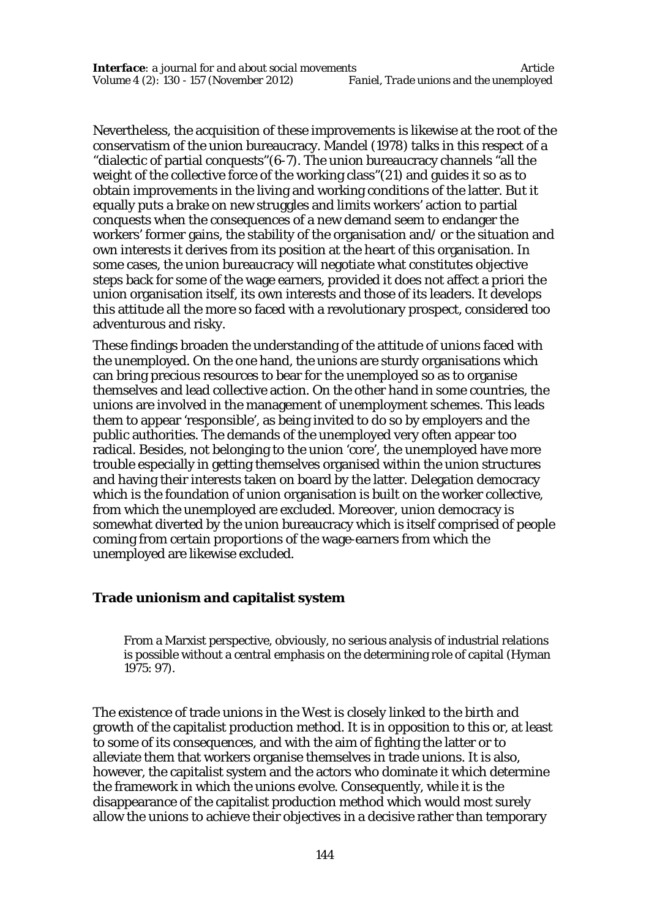Nevertheless, the acquisition of these improvements is likewise at the root of the conservatism of the union bureaucracy. Mandel (1978) talks in this respect of a "dialectic of partial conquests"(6-7). The union bureaucracy channels "all the weight of the collective force of the working class"(21) and guides it so as to obtain improvements in the living and working conditions of the latter. But it equally puts a brake on new struggles and limits workers' action to partial conquests when the consequences of a new demand seem to endanger the workers' former gains, the stability of the organisation and/ or the situation and own interests it derives from its position at the heart of this organisation. In some cases, the union bureaucracy will negotiate what constitutes objective steps back for some of the wage earners, provided it does not affect a priori the union organisation itself, its own interests and those of its leaders. It develops this attitude all the more so faced with a revolutionary prospect, considered too adventurous and risky.

These findings broaden the understanding of the attitude of unions faced with the unemployed. On the one hand, the unions are sturdy organisations which can bring precious resources to bear for the unemployed so as to organise themselves and lead collective action. On the other hand in some countries, the unions are involved in the management of unemployment schemes. This leads them to appear 'responsible', as being invited to do so by employers and the public authorities. The demands of the unemployed very often appear too radical. Besides, not belonging to the union 'core', the unemployed have more trouble especially in getting themselves organised within the union structures and having their interests taken on board by the latter. Delegation democracy which is the foundation of union organisation is built on the worker collective, from which the unemployed are excluded. Moreover, union democracy is somewhat diverted by the union bureaucracy which is itself comprised of people coming from certain proportions of the wage-earners from which the unemployed are likewise excluded.

### Trade unionism and capitalist system

> From a Marxist perspective, obviously, no serious analysis of industrial relations is possible without a central emphasis on the determining role of capital (Hyman 1975: 97).

The existence of trade unions in the West is closely linked to the birth and growth of the capitalist production method. It is in opposition to this or, at least to some of its consequences, and with the aim of fighting the latter or to alleviate them that workers organise themselves in trade unions. It is also, however, the capitalist system and the actors who dominate it which determine the framework in which the unions evolve. Consequently, while it is the disappearance of the capitalist production method which would most surely allow the unions to achieve their objectives in a decisive rather than temporary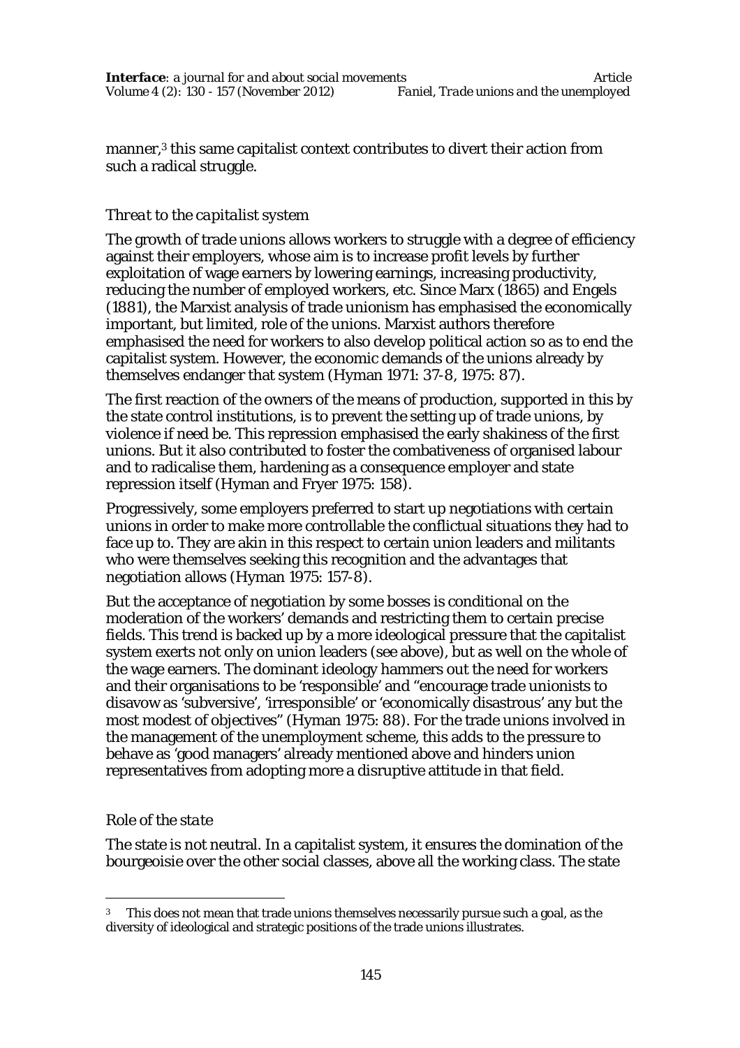manner,[3] this same capitalist context contributes to divert their action from such a radical struggle.

### *Threat to the capitalist system*

The growth of trade unions allows workers to struggle with a degree of efficiency against their employers, whose aim is to increase profit levels by further exploitation of wage earners by lowering earnings, increasing productivity, reducing the number of employed workers, etc. Since Marx (1865) and Engels (1881), the Marxist analysis of trade unionism has emphasised the economically important, but limited, role of the unions. Marxist authors therefore emphasised the need for workers to also develop political action so as to end the capitalist system. However, the economic demands of the unions already by themselves endanger that system (Hyman 1971: 37-8, 1975: 87).

The first reaction of the owners of the means of production, supported in this by the state control institutions, is to prevent the setting up of trade unions, by violence if need be. This repression emphasised the early shakiness of the first unions. But it also contributed to foster the combativeness of organised labour and to radicalise them, hardening as a consequence employer and state repression itself (Hyman and Fryer 1975: 158).

Progressively, some employers preferred to start up negotiations with certain unions in order to make more controllable the conflictual situations they had to face up to. They are akin in this respect to certain union leaders and militants who were themselves seeking this recognition and the advantages that negotiation allows (Hyman 1975: 157-8).

But the acceptance of negotiation by some bosses is conditional on the moderation of the workers' demands and restricting them to certain precise fields. This trend is backed up by a more ideological pressure that the capitalist system exerts not only on union leaders (see above), but as well on the whole of the wage earners. The dominant ideology hammers out the need for workers and their organisations to be 'responsible' and "encourage trade unionists to disavow as 'subversive', 'irresponsible' or 'economically disastrous' any but the most modest of objectives" (Hyman 1975: 88). For the trade unions involved in the management of the unemployment scheme, this adds to the pressure to behave as 'good managers' already mentioned above and hinders union representatives from adopting more a disruptive attitude in that field.

### *Role of the state*

The state is not neutral. In a capitalist system, it ensures the domination of the bourgeoisie over the other social classes, above all the working class. The state

[3] This does not mean that trade unions themselves necessarily pursue such a goal, as the diversity of ideological and strategic positions of the trade unions illustrates.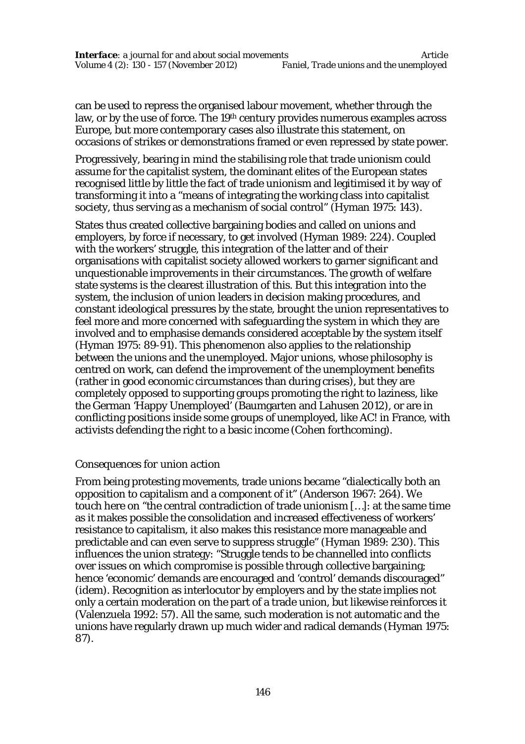can be used to repress the organised labour movement, whether through the law, or by the use of force. The 19th century provides numerous examples across Europe, but more contemporary cases also illustrate this statement, on occasions of strikes or demonstrations framed or even repressed by state power.

Progressively, bearing in mind the stabilising role that trade unionism could assume for the capitalist system, the dominant elites of the European states recognised little by little the fact of trade unionism and legitimised it by way of transforming it into a "means of integrating the working class into capitalist society, thus serving as a mechanism of social control" (Hyman 1975: 143).

States thus created collective bargaining bodies and called on unions and employers, by force if necessary, to get involved (Hyman 1989: 224). Coupled with the workers' struggle, this integration of the latter and of their organisations with capitalist society allowed workers to garner significant and unquestionable improvements in their circumstances. The growth of welfare state systems is the clearest illustration of this. But this integration into the system, the inclusion of union leaders in decision making procedures, and constant ideological pressures by the state, brought the union representatives to feel more and more concerned with safeguarding the system in which they are involved and to emphasise demands considered acceptable by the system itself (Hyman 1975: 89-91). This phenomenon also applies to the relationship between the unions and the unemployed. Major unions, whose philosophy is centred on work, can defend the improvement of the unemployment benefits (rather in good economic circumstances than during crises), but they are completely opposed to supporting groups promoting the right to laziness, like the German 'Happy Unemployed' (Baumgarten and Lahusen 2012), or are in conflicting positions inside some groups of unemployed, like AC! in France, with activists defending the right to a basic income (Cohen forthcoming).

### *Consequences for union action*

From being protesting movements, trade unions became "dialectically both an opposition to capitalism and a component of it" (Anderson 1967: 264). We touch here on "the central contradiction of trade unionism […]: at the same time as it makes possible the consolidation and increased effectiveness of workers' resistance to capitalism, it also makes this resistance more manageable and predictable and can even serve to suppress struggle" (Hyman 1989: 230). This influences the union strategy: "Struggle tends to be channelled into conflicts over issues on which compromise is possible through collective bargaining; hence 'economic' demands are encouraged and 'control' demands discouraged" (idem). Recognition as interlocutor by employers and by the state implies not only a certain moderation on the part of a trade union, but likewise reinforces it (Valenzuela 1992: 57). All the same, such moderation is not automatic and the unions have regularly drawn up much wider and radical demands (Hyman 1975: 87).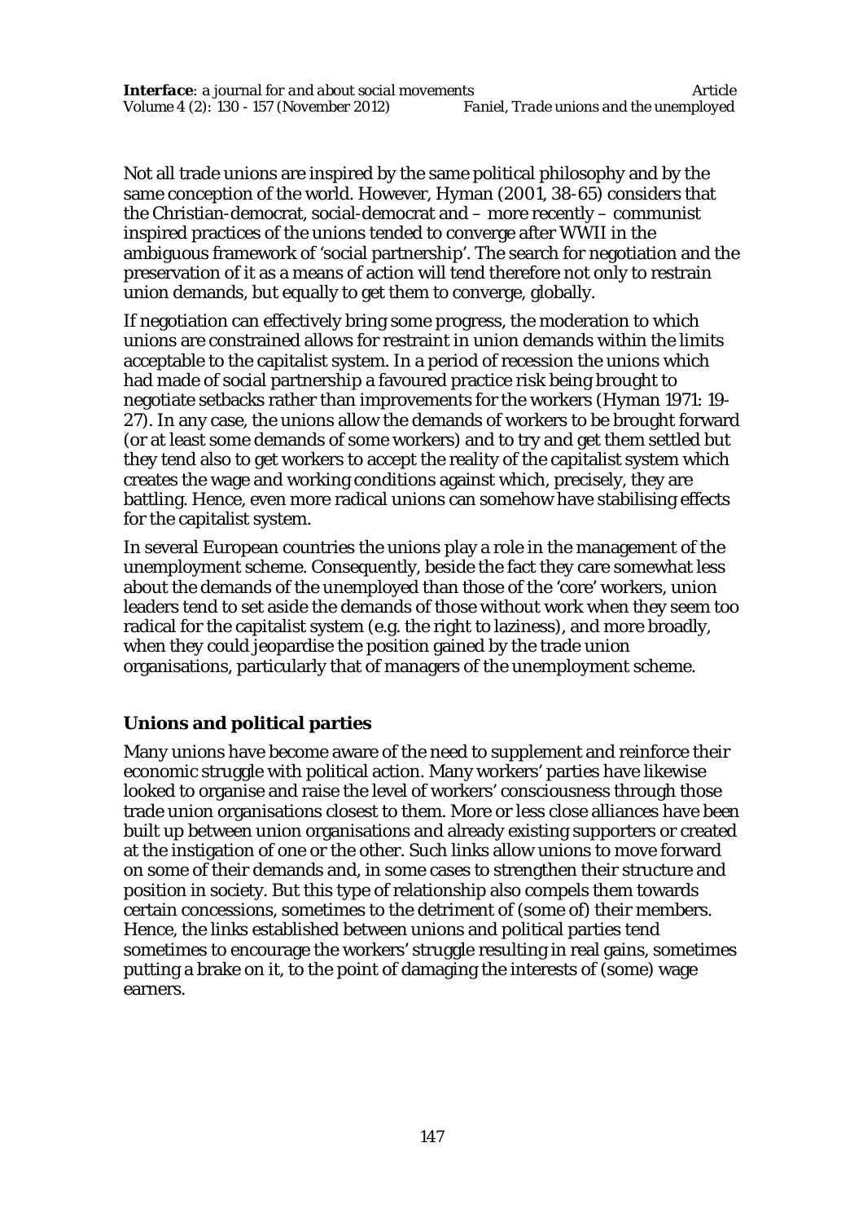Not all trade unions are inspired by the same political philosophy and by the same conception of the world. However, Hyman (2001, 38-65) considers that the Christian-democrat, social-democrat and – more recently – communist inspired practices of the unions tended to converge after WWII in the ambiguous framework of 'social partnership'. The search for negotiation and the preservation of it as a means of action will tend therefore not only to restrain union demands, but equally to get them to converge, globally.

If negotiation can effectively bring some progress, the moderation to which unions are constrained allows for restraint in union demands within the limits acceptable to the capitalist system. In a period of recession the unions which had made of social partnership a favoured practice risk being brought to negotiate setbacks rather than improvements for the workers (Hyman 1971: 19-27). In any case, the unions allow the demands of workers to be brought forward (or at least some demands of some workers) and to try and get them settled but they tend also to get workers to accept the reality of the capitalist system which creates the wage and working conditions against which, precisely, they are battling. Hence, even more radical unions can somehow have stabilising effects for the capitalist system.

In several European countries the unions play a role in the management of the unemployment scheme. Consequently, beside the fact they care somewhat less about the demands of the unemployed than those of the 'core' workers, union leaders tend to set aside the demands of those without work when they seem too radical for the capitalist system (e.g. the right to laziness), and more broadly, when they could jeopardise the position gained by the trade union organisations, particularly that of managers of the unemployment scheme.

## Unions and political parties

Many unions have become aware of the need to supplement and reinforce their economic struggle with political action. Many workers' parties have likewise looked to organise and raise the level of workers' consciousness through those trade union organisations closest to them. More or less close alliances have been built up between union organisations and already existing supporters or created at the instigation of one or the other. Such links allow unions to move forward on some of their demands and, in some cases to strengthen their structure and position in society. But this type of relationship also compels them towards certain concessions, sometimes to the detriment of (some of) their members. Hence, the links established between unions and political parties tend sometimes to encourage the workers' struggle resulting in real gains, sometimes putting a brake on it, to the point of damaging the interests of (some) wage earners.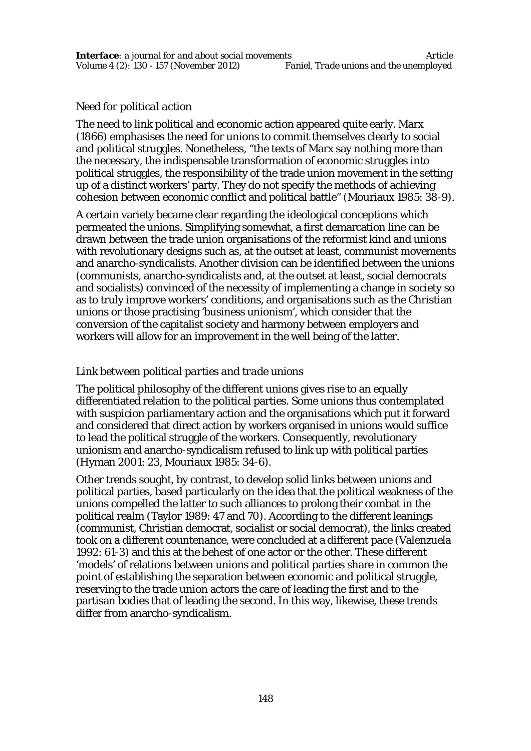### *Need for political action*

The need to link political and economic action appeared quite early. Marx (1866) emphasises the need for unions to commit themselves clearly to social and political struggles. Nonetheless, "the texts of Marx say nothing more than the necessary, the indispensable transformation of economic struggles into political struggles, the responsibility of the trade union movement in the setting up of a distinct workers' party. They do not specify the methods of achieving cohesion between economic conflict and political battle" (Mouriaux 1985: 38-9).

A certain variety became clear regarding the ideological conceptions which permeated the unions. Simplifying somewhat, a first demarcation line can be drawn between the trade union organisations of the reformist kind and unions with revolutionary designs such as, at the outset at least, communist movements and anarcho-syndicalists. Another division can be identified between the unions (communists, anarcho-syndicalists and, at the outset at least, social democrats and socialists) convinced of the necessity of implementing a change in society so as to truly improve workers' conditions, and organisations such as the Christian unions or those practising 'business unionism', which consider that the conversion of the capitalist society and harmony between employers and workers will allow for an improvement in the well being of the latter.

### *Link between political parties and trade unions*

The political philosophy of the different unions gives rise to an equally differentiated relation to the political parties. Some unions thus contemplated with suspicion parliamentary action and the organisations which put it forward and considered that direct action by workers organised in unions would suffice to lead the political struggle of the workers. Consequently, revolutionary unionism and anarcho-syndicalism refused to link up with political parties (Hyman 2001: 23, Mouriaux 1985: 34-6).

Other trends sought, by contrast, to develop solid links between unions and political parties, based particularly on the idea that the political weakness of the unions compelled the latter to such alliances to prolong their combat in the political realm (Taylor 1989: 47 and 70). According to the different leanings (communist, Christian democrat, socialist or social democrat), the links created took on a different countenance, were concluded at a different pace (Valenzuela 1992: 61-3) and this at the behest of one actor or the other. These different 'models' of relations between unions and political parties share in common the point of establishing the separation between economic and political struggle, reserving to the trade union actors the care of leading the first and to the partisan bodies that of leading the second. In this way, likewise, these trends differ from anarcho-syndicalism.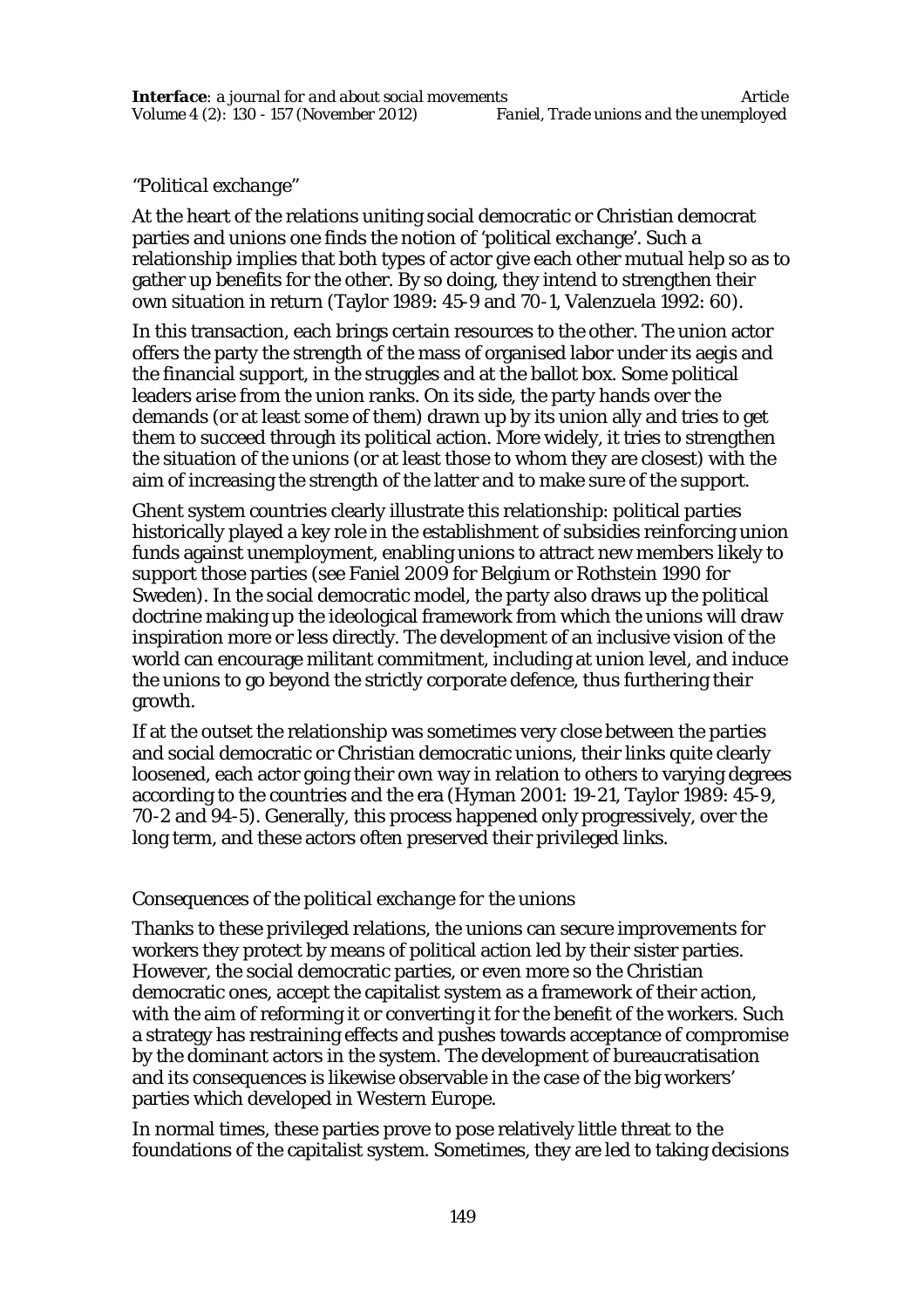### *"Political exchange"*

At the heart of the relations uniting social democratic or Christian democrat parties and unions one finds the notion of 'political exchange'. Such a relationship implies that both types of actor give each other mutual help so as to gather up benefits for the other. By so doing, they intend to strengthen their own situation in return (Taylor 1989: 45-9 and 70-1, Valenzuela 1992: 60).

In this transaction, each brings certain resources to the other. The union actor offers the party the strength of the mass of organised labor under its aegis and the financial support, in the struggles and at the ballot box. Some political leaders arise from the union ranks. On its side, the party hands over the demands (or at least some of them) drawn up by its union ally and tries to get them to succeed through its political action. More widely, it tries to strengthen the situation of the unions (or at least those to whom they are closest) with the aim of increasing the strength of the latter and to make sure of the support.

Ghent system countries clearly illustrate this relationship: political parties historically played a key role in the establishment of subsidies reinforcing union funds against unemployment, enabling unions to attract new members likely to support those parties (see Faniel 2009 for Belgium or Rothstein 1990 for Sweden). In the social democratic model, the party also draws up the political doctrine making up the ideological framework from which the unions will draw inspiration more or less directly. The development of an inclusive vision of the world can encourage militant commitment, including at union level, and induce the unions to go beyond the strictly corporate defence, thus furthering their growth.

If at the outset the relationship was sometimes very close between the parties and social democratic or Christian democratic unions, their links quite clearly loosened, each actor going their own way in relation to others to varying degrees according to the countries and the era (Hyman 2001: 19-21, Taylor 1989: 45-9, 70-2 and 94-5). Generally, this process happened only progressively, over the long term, and these actors often preserved their privileged links.

### *Consequences of the political exchange for the unions*

Thanks to these privileged relations, the unions can secure improvements for workers they protect by means of political action led by their sister parties. However, the social democratic parties, or even more so the Christian democratic ones, accept the capitalist system as a framework of their action, with the aim of reforming it or converting it for the benefit of the workers. Such a strategy has restraining effects and pushes towards acceptance of compromise by the dominant actors in the system. The development of bureaucratisation and its consequences is likewise observable in the case of the big workers' parties which developed in Western Europe.

In normal times, these parties prove to pose relatively little threat to the foundations of the capitalist system. Sometimes, they are led to taking decisions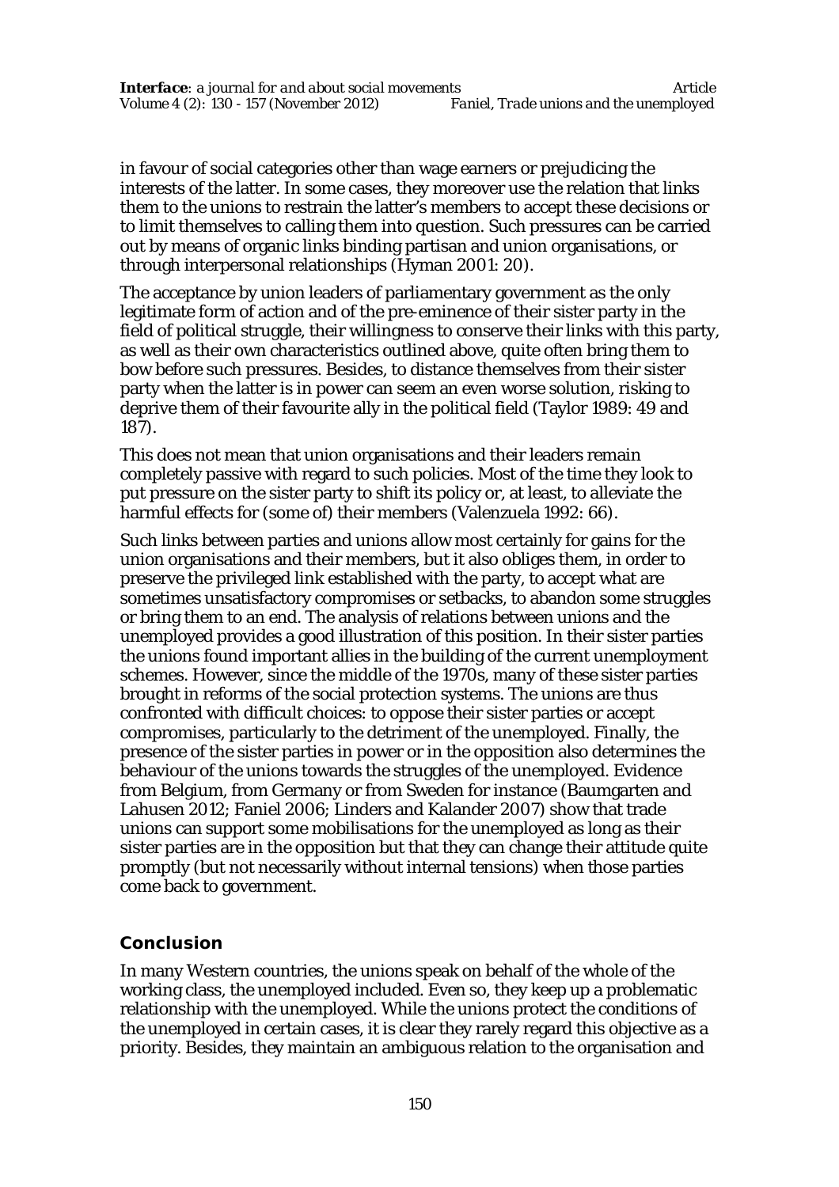in favour of social categories other than wage earners or prejudicing the interests of the latter. In some cases, they moreover use the relation that links them to the unions to restrain the latter's members to accept these decisions or to limit themselves to calling them into question. Such pressures can be carried out by means of organic links binding partisan and union organisations, or through interpersonal relationships (Hyman 2001: 20).

The acceptance by union leaders of parliamentary government as the only legitimate form of action and of the pre-eminence of their sister party in the field of political struggle, their willingness to conserve their links with this party, as well as their own characteristics outlined above, quite often bring them to bow before such pressures. Besides, to distance themselves from their sister party when the latter is in power can seem an even worse solution, risking to deprive them of their favourite ally in the political field (Taylor 1989: 49 and 187).

This does not mean that union organisations and their leaders remain completely passive with regard to such policies. Most of the time they look to put pressure on the sister party to shift its policy or, at least, to alleviate the harmful effects for (some of) their members (Valenzuela 1992: 66).

Such links between parties and unions allow most certainly for gains for the union organisations and their members, but it also obliges them, in order to preserve the privileged link established with the party, to accept what are sometimes unsatisfactory compromises or setbacks, to abandon some struggles or bring them to an end. The analysis of relations between unions and the unemployed provides a good illustration of this position. In their sister parties the unions found important allies in the building of the current unemployment schemes. However, since the middle of the 1970s, many of these sister parties brought in reforms of the social protection systems. The unions are thus confronted with difficult choices: to oppose their sister parties or accept compromises, particularly to the detriment of the unemployed. Finally, the presence of the sister parties in power or in the opposition also determines the behaviour of the unions towards the struggles of the unemployed. Evidence from Belgium, from Germany or from Sweden for instance (Baumgarten and Lahusen 2012; Faniel 2006; Linders and Kalander 2007) show that trade unions can support some mobilisations for the unemployed as long as their sister parties are in the opposition but that they can change their attitude quite promptly (but not necessarily without internal tensions) when those parties come back to government.

## Conclusion

In many Western countries, the unions speak on behalf of the whole of the working class, the unemployed included. Even so, they keep up a problematic relationship with the unemployed. While the unions protect the conditions of the unemployed in certain cases, it is clear they rarely regard this objective as a priority. Besides, they maintain an ambiguous relation to the organisation and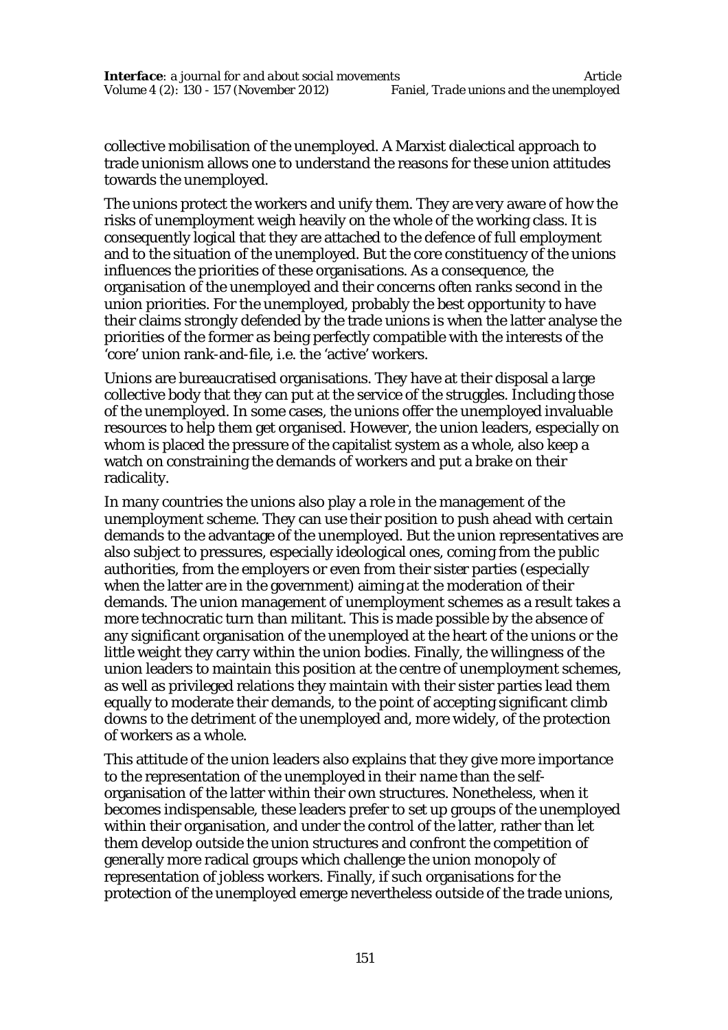collective mobilisation of the unemployed. A Marxist dialectical approach to trade unionism allows one to understand the reasons for these union attitudes towards the unemployed.

The unions protect the workers and unify them. They are very aware of how the risks of unemployment weigh heavily on the whole of the working class. It is consequently logical that they are attached to the defence of full employment and to the situation of the unemployed. But the core constituency of the unions influences the priorities of these organisations. As a consequence, the organisation of the unemployed and their concerns often ranks second in the union priorities. For the unemployed, probably the best opportunity to have their claims strongly defended by the trade unions is when the latter analyse the priorities of the former as being perfectly compatible with the interests of the 'core' union rank-and-file, i.e. the 'active' workers.

Unions are bureaucratised organisations. They have at their disposal a large collective body that they can put at the service of the struggles. Including those of the unemployed. In some cases, the unions offer the unemployed invaluable resources to help them get organised. However, the union leaders, especially on whom is placed the pressure of the capitalist system as a whole, also keep a watch on constraining the demands of workers and put a brake on their radicality.

In many countries the unions also play a role in the management of the unemployment scheme. They can use their position to push ahead with certain demands to the advantage of the unemployed. But the union representatives are also subject to pressures, especially ideological ones, coming from the public authorities, from the employers or even from their sister parties (especially when the latter are in the government) aiming at the moderation of their demands. The union management of unemployment schemes as a result takes a more technocratic turn than militant. This is made possible by the absence of any significant organisation of the unemployed at the heart of the unions or the little weight they carry within the union bodies. Finally, the willingness of the union leaders to maintain this position at the centre of unemployment schemes, as well as privileged relations they maintain with their sister parties lead them equally to moderate their demands, to the point of accepting significant climb downs to the detriment of the unemployed and, more widely, of the protection of workers as a whole.

This attitude of the union leaders also explains that they give more importance to the representation of the unemployed *in their name* than the self-organisation of the latter within their own structures. Nonetheless, when it becomes indispensable, these leaders prefer to set up groups of the unemployed within their organisation, and under the control of the latter, rather than let them develop outside the union structures and confront the competition of generally more radical groups which challenge the union monopoly of representation of jobless workers. Finally, if such organisations for the protection of the unemployed emerge nevertheless outside of the trade unions,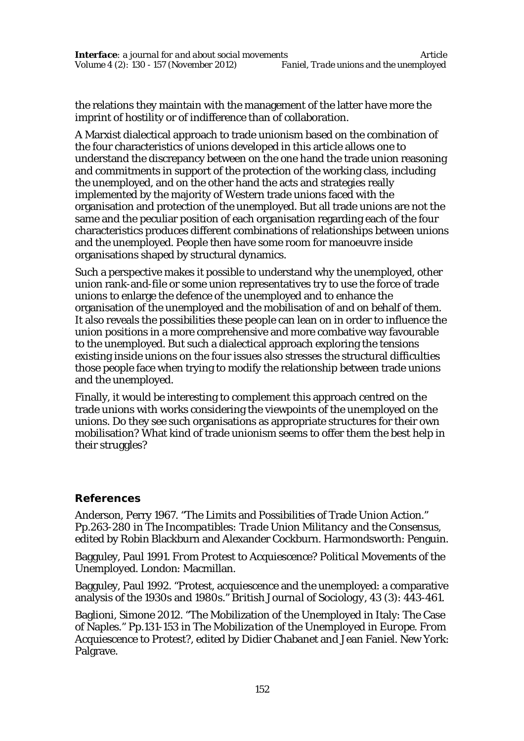the relations they maintain with the management of the latter have more the imprint of hostility or of indifference than of collaboration.

A Marxist dialectical approach to trade unionism based on the combination of the four characteristics of unions developed in this article allows one to understand the discrepancy between on the one hand the trade union reasoning and commitments in support of the protection of the working class, including the unemployed, and on the other hand the acts and strategies really implemented by the majority of Western trade unions faced with the organisation and protection of the unemployed. But all trade unions are not the same and the peculiar position of each organisation regarding each of the four characteristics produces different combinations of relationships between unions and the unemployed. People then have some room for manoeuvre inside organisations shaped by structural dynamics.

Such a perspective makes it possible to understand why the unemployed, other union rank-and-file or some union representatives try to use the force of trade unions to enlarge the defence of the unemployed and to enhance the organisation of the unemployed and the mobilisation of and on behalf of them. It also reveals the possibilities these people can lean on in order to influence the union positions in a more comprehensive and more combative way favourable to the unemployed. But such a dialectical approach exploring the tensions existing inside unions on the four issues also stresses the structural difficulties those people face when trying to modify the relationship between trade unions and the unemployed.

Finally, it would be interesting to complement this approach centred on the trade unions with works considering the viewpoints of the unemployed on the unions. Do they see such organisations as appropriate structures for their own mobilisation? What kind of trade unionism seems to offer them the best help in their struggles?

## References

Anderson, Perry 1967. "The Limits and Possibilities of Trade Union Action." Pp.263-280 in *The Incompatibles: Trade Union Militancy and the Consensus*, edited by Robin Blackburn and Alexander Cockburn. Harmondsworth: Penguin.

Bagguley, Paul 1991. *From Protest to Acquiescence? Political Movements of the Unemployed*. London: Macmillan.

Bagguley, Paul 1992. "Protest, acquiescence and the unemployed: a comparative analysis of the 1930s and 1980s." *British Journal of Sociology*, 43 (3): 443-461.

Baglioni, Simone 2012. "The Mobilization of the Unemployed in Italy: The Case of Naples." Pp.131-153 in *The Mobilization of the Unemployed in Europe. From Acquiescence to Protest?*, edited by Didier Chabanet and Jean Faniel. New York: Palgrave.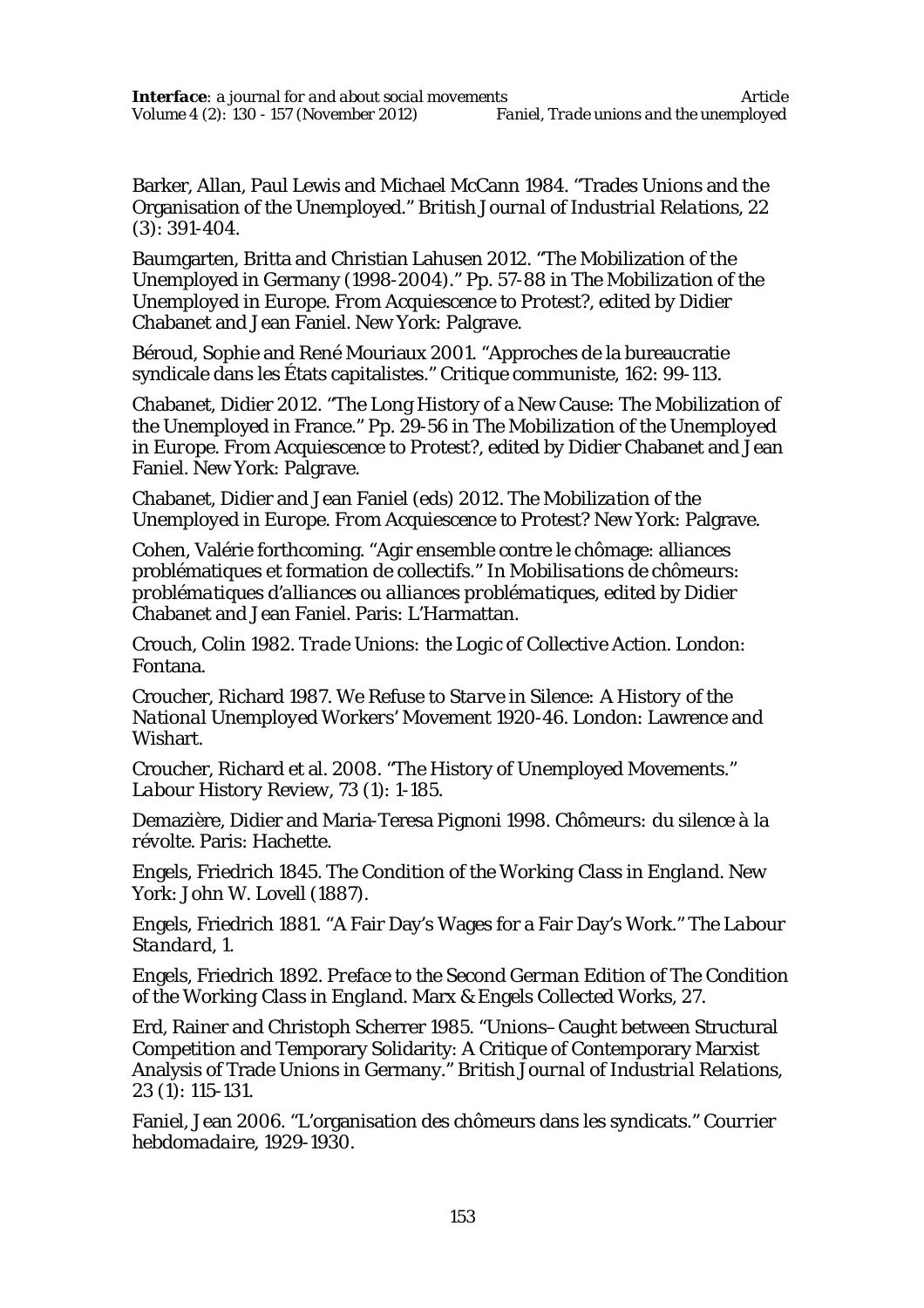Barker, Allan, Paul Lewis and Michael McCann 1984. "Trades Unions and the Organisation of the Unemployed." *British Journal of Industrial Relations*, 22 (3): 391-404.

Baumgarten, Britta and Christian Lahusen 2012. "The Mobilization of the Unemployed in Germany (1998-2004)." Pp. 57-88 in *The Mobilization of the Unemployed in Europe. From Acquiescence to Protest?*, edited by Didier Chabanet and Jean Faniel. New York: Palgrave.

Béroud, Sophie and René Mouriaux 2001. "Approches de la bureaucratie syndicale dans les États capitalistes." *Critique communiste*, 162: 99-113.

Chabanet, Didier 2012. "The Long History of a New Cause: The Mobilization of the Unemployed in France." Pp. 29-56 in *The Mobilization of the Unemployed in Europe. From Acquiescence to Protest?*, edited by Didier Chabanet and Jean Faniel. New York: Palgrave.

Chabanet, Didier and Jean Faniel (eds) 2012. *The Mobilization of the Unemployed in Europe. From Acquiescence to Protest?* New York: Palgrave.

Cohen, Valérie forthcoming. "Agir ensemble contre le chômage: alliances problématiques et formation de collectifs." In *Mobilisations de chômeurs: problématiques d'alliances ou alliances problématiques*, edited by Didier Chabanet and Jean Faniel. Paris: L'Harmattan.

Crouch, Colin 1982. *Trade Unions: the Logic of Collective Action*. London: Fontana.

Croucher, Richard 1987. *We Refuse to Starve in Silence: A History of the National Unemployed Workers' Movement 1920-46*. London: Lawrence and Wishart.

Croucher, Richard et al. 2008. "The History of Unemployed Movements." *Labour History Review*, 73 (1): 1-185.

Demazière, Didier and Maria-Teresa Pignoni 1998. *Chômeurs: du silence à la révolte*. Paris: Hachette.

Engels, Friedrich 1845. *The Condition of the Working Class in England*. New York: John W. Lovell (1887).

Engels, Friedrich 1881. "A Fair Day's Wages for a Fair Day's Work." *The Labour Standard*, 1.

Engels, Friedrich 1892. *Preface to the Second German Edition of The Condition of the Working Class in England*. Marx & Engels Collected Works, 27.

Erd, Rainer and Christoph Scherrer 1985. "Unions–Caught between Structural Competition and Temporary Solidarity: A Critique of Contemporary Marxist Analysis of Trade Unions in Germany." *British Journal of Industrial Relations*, 23 (1): 115-131.

Faniel, Jean 2006. "L'organisation des chômeurs dans les syndicats." *Courrier hebdomadaire*, 1929-1930.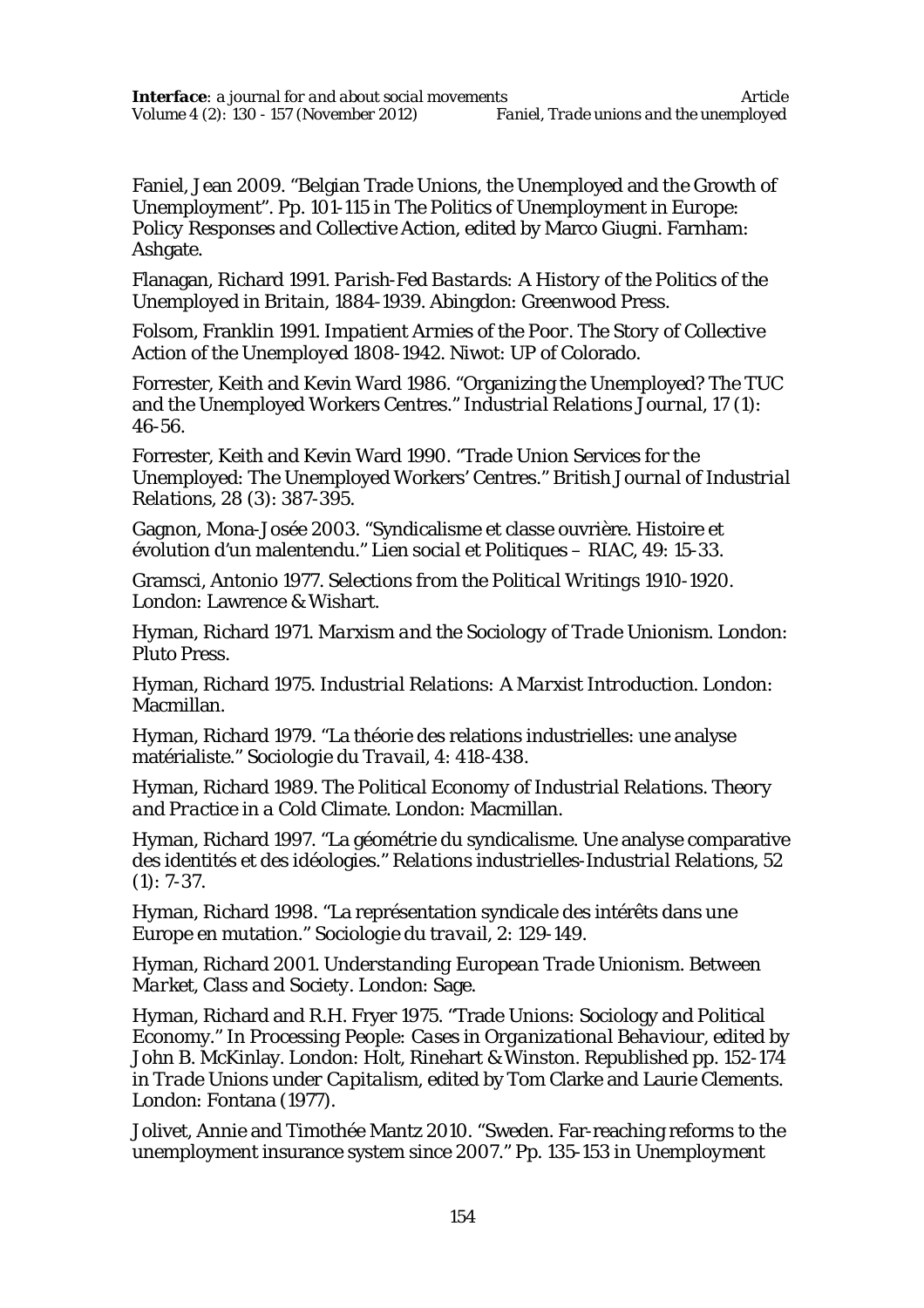Faniel, Jean 2009. "Belgian Trade Unions, the Unemployed and the Growth of Unemployment". Pp. 101-115 in *The Politics of Unemployment in Europe: Policy Responses and Collective Action*, edited by Marco Giugni. Farnham: Ashgate.

Flanagan, Richard 1991. *Parish-Fed Bastards: A History of the Politics of the Unemployed in Britain, 1884-1939*. Abingdon: Greenwood Press.

Folsom, Franklin 1991. *Impatient Armies of the Poor. The Story of Collective Action of the Unemployed 1808-1942*. Niwot: UP of Colorado.

Forrester, Keith and Kevin Ward 1986. "Organizing the Unemployed? The TUC and the Unemployed Workers Centres." *Industrial Relations Journal*, 17 (1): 46-56.

Forrester, Keith and Kevin Ward 1990. "Trade Union Services for the Unemployed: The Unemployed Workers' Centres." *British Journal of Industrial Relations*, 28 (3): 387-395.

Gagnon, Mona-Josée 2003. "Syndicalisme et classe ouvrière. Histoire et évolution d'un malentendu." *Lien social et Politiques – RIAC*, 49: 15-33.

Gramsci, Antonio 1977. *Selections from the Political Writings 1910-1920*. London: Lawrence & Wishart.

Hyman, Richard 1971. *Marxism and the Sociology of Trade Unionism*. London: Pluto Press.

Hyman, Richard 1975. *Industrial Relations: A Marxist Introduction*. London: Macmillan.

Hyman, Richard 1979. "La théorie des relations industrielles: une analyse matérialiste." *Sociologie du Travail*, 4: 418-438.

Hyman, Richard 1989. *The Political Economy of Industrial Relations. Theory and Practice in a Cold Climate*. London: Macmillan.

Hyman, Richard 1997. "La géométrie du syndicalisme. Une analyse comparative des identités et des idéologies." *Relations industrielles-Industrial Relations*, 52 (1): 7-37.

Hyman, Richard 1998. "La représentation syndicale des intérêts dans une Europe en mutation." *Sociologie du travail*, 2: 129-149.

Hyman, Richard 2001. *Understanding European Trade Unionism. Between Market, Class and Society*. London: Sage.

Hyman, Richard and R.H. Fryer 1975. "Trade Unions: Sociology and Political Economy." In *Processing People: Cases in Organizational Behaviour*, edited by John B. McKinlay. London: Holt, Rinehart & Winston. Republished pp. 152-174 in *Trade Unions under Capitalism*, edited by Tom Clarke and Laurie Clements. London: Fontana (1977).

Jolivet, Annie and Timothée Mantz 2010. "Sweden. Far-reaching reforms to the unemployment insurance system since 2007." Pp. 135-153 in Unemployment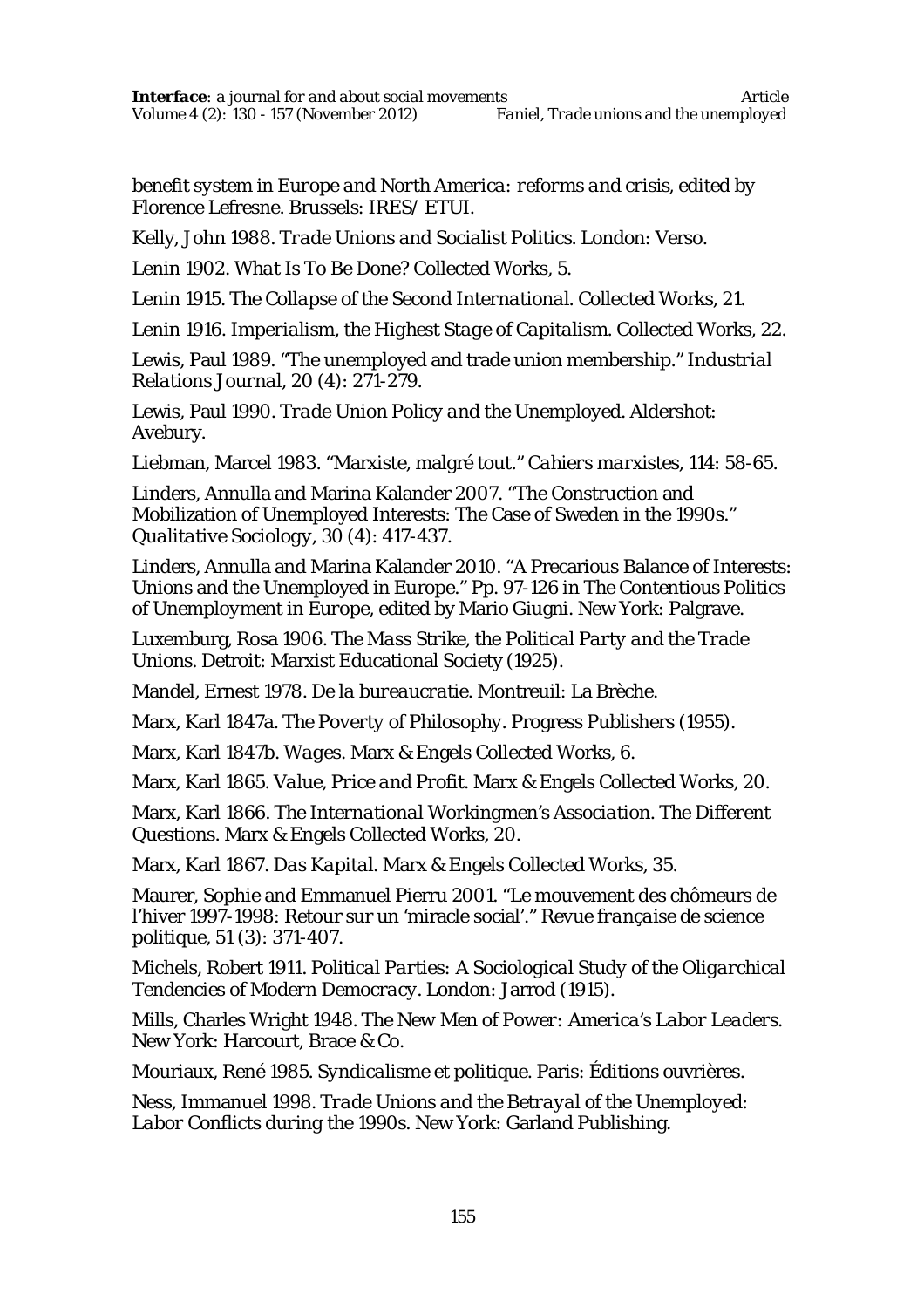benefit system in Europe and North America: reforms and crisis*, edited by Florence Lefresne. Brussels: IRES/ ETUI.

Kelly, John 1988. *Trade Unions and Socialist Politics*. London: Verso.

Lenin 1902. *What Is To Be Done?* Collected Works, 5.

Lenin 1915. *The Collapse of the Second International*. Collected Works, 21.

Lenin 1916. *Imperialism, the Highest Stage of Capitalism*. Collected Works, 22.

Lewis, Paul 1989. "The unemployed and trade union membership." *Industrial Relations Journal*, 20 (4): 271-279.

Lewis, Paul 1990. *Trade Union Policy and the Unemployed*. Aldershot: Avebury.

Liebman, Marcel 1983. "Marxiste, malgré tout." *Cahiers marxistes*, 114: 58-65.

Linders, Annulla and Marina Kalander 2007. "The Construction and Mobilization of Unemployed Interests: The Case of Sweden in the 1990s." *Qualitative Sociology*, 30 (4): 417-437.

Linders, Annulla and Marina Kalander 2010. "A Precarious Balance of Interests: Unions and the Unemployed in Europe." Pp. 97-126 in The Contentious Politics of Unemployment in Europe, edited by Mario Giugni. New York: Palgrave.

Luxemburg, Rosa 1906. *The Mass Strike, the Political Party and the Trade Unions*. Detroit: Marxist Educational Society (1925).

Mandel, Ernest 1978. *De la bureaucratie*. Montreuil: La Brèche.

Marx, Karl 1847a. *The Poverty of Philosophy*. Progress Publishers (1955).

Marx, Karl 1847b. *Wages*. Marx & Engels Collected Works, 6.

Marx, Karl 1865. *Value, Price and Profit*. Marx & Engels Collected Works, 20.

Marx, Karl 1866. *The International Workingmen's Association. The Different Questions*. Marx & Engels Collected Works, 20.

Marx, Karl 1867. *Das Kapital*. Marx & Engels Collected Works, 35.

Maurer, Sophie and Emmanuel Pierru 2001. "Le mouvement des chômeurs de l'hiver 1997-1998: Retour sur un 'miracle social'." *Revue française de science politique*, 51 (3): 371-407.

Michels, Robert 1911. *Political Parties: A Sociological Study of the Oligarchical Tendencies of Modern Democracy*. London: Jarrod (1915).

Mills, Charles Wright 1948. *The New Men of Power: America's Labor Leaders*. New York: Harcourt, Brace & Co.

Mouriaux, René 1985. *Syndicalisme et politique*. Paris: Éditions ouvrières.

Ness, Immanuel 1998. *Trade Unions and the Betrayal of the Unemployed: Labor Conflicts during the 1990s*. New York: Garland Publishing.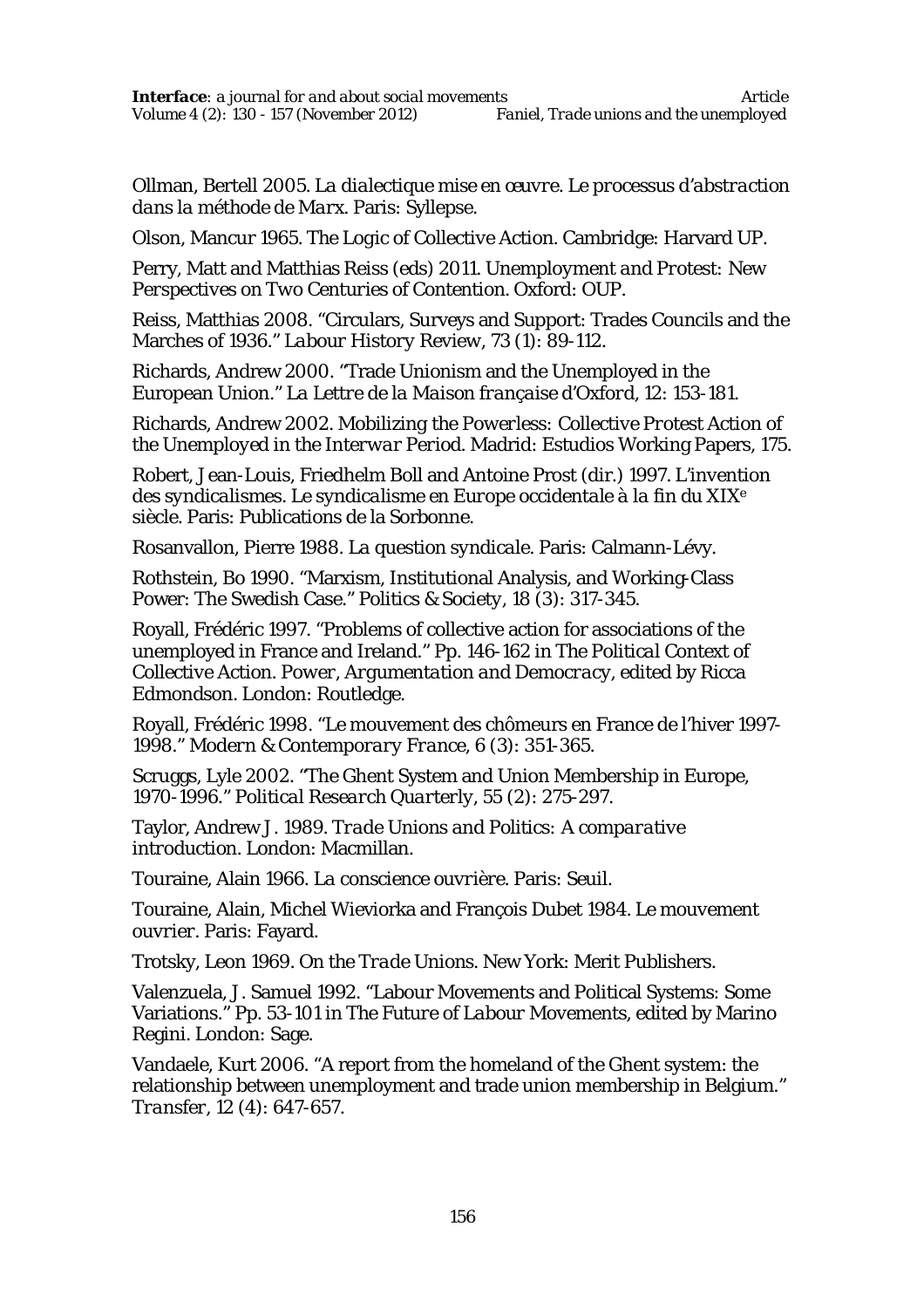Ollman, Bertell 2005. *La dialectique mise en œuvre. Le processus d'abstraction dans la méthode de Marx*. Paris: Syllepse.

Olson, Mancur 1965. *The Logic of Collective Action*. Cambridge: Harvard UP.

Perry, Matt and Matthias Reiss (eds) 2011. *Unemployment and Protest: New Perspectives on Two Centuries of Contention*. Oxford: OUP.

Reiss, Matthias 2008. "Circulars, Surveys and Support: Trades Councils and the Marches of 1936." *Labour History Review*, 73 (1): 89-112.

Richards, Andrew 2000. "Trade Unionism and the Unemployed in the European Union." *La Lettre de la Maison française d'Oxford*, 12: 153-181.

Richards, Andrew 2002. *Mobilizing the Powerless: Collective Protest Action of the Unemployed in the Interwar Period*. Madrid: Estudios Working Papers, 175.

Robert, Jean-Louis, Friedhelm Boll and Antoine Prost (dir.) 1997. *L'invention des syndicalismes. Le syndicalisme en Europe occidentale à la fin du XIX[e] siècle*. Paris: Publications de la Sorbonne.

Rosanvallon, Pierre 1988. *La question syndicale*. Paris: Calmann-Lévy.

Rothstein, Bo 1990. "Marxism, Institutional Analysis, and Working-Class Power: The Swedish Case." *Politics & Society*, 18 (3): 317-345.

Royall, Frédéric 1997. "Problems of collective action for associations of the unemployed in France and Ireland." Pp. 146-162 in *The Political Context of Collective Action. Power, Argumentation and Democracy*, edited by Ricca Edmondson. London: Routledge.

Royall, Frédéric 1998. "Le mouvement des chômeurs en France de l'hiver 1997-1998." *Modern & Contemporary France*, 6 (3): 351-365.

Scruggs, Lyle 2002. "The Ghent System and Union Membership in Europe, 1970-1996." *Political Research Quarterly*, 55 (2): 275-297.

Taylor, Andrew J. 1989. *Trade Unions and Politics: A comparative introduction*. London: Macmillan.

Touraine, Alain 1966. *La conscience ouvrière*. Paris: Seuil.

Touraine, Alain, Michel Wieviorka and François Dubet 1984. *Le mouvement ouvrier*. Paris: Fayard.

Trotsky, Leon 1969. *On the Trade Unions*. New York: Merit Publishers.

Valenzuela, J. Samuel 1992. "Labour Movements and Political Systems: Some Variations." Pp. 53-101 in *The Future of Labour Movements*, edited by Marino Regini. London: Sage.

Vandaele, Kurt 2006. "A report from the homeland of the Ghent system: the relationship between unemployment and trade union membership in Belgium." *Transfer*, 12 (4): 647-657.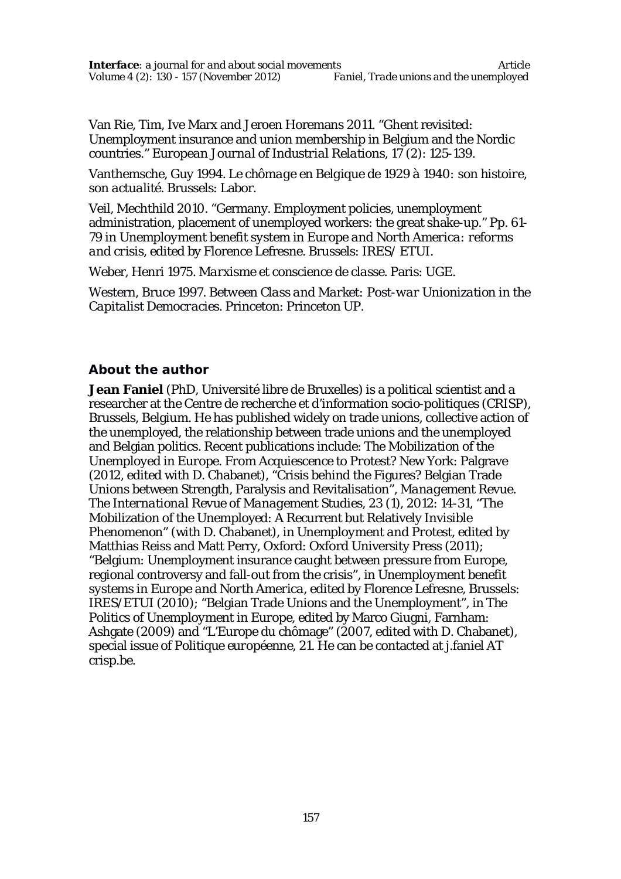Van Rie, Tim, Ive Marx and Jeroen Horemans 2011. "Ghent revisited: Unemployment insurance and union membership in Belgium and the Nordic countries." *European Journal of Industrial Relations*, 17 (2): 125-139.

Vanthemsche, Guy 1994. *Le chômage en Belgique de 1929 à 1940: son histoire, son actualité*. Brussels: Labor.

Veil, Mechthild 2010. "Germany. Employment policies, unemployment administration, placement of unemployed workers: the great shake-up." Pp. 61-79 in *Unemployment benefit system in Europe and North America: reforms and crisis*, edited by Florence Lefresne. Brussels: IRES/ETUI.

Weber, Henri 1975. *Marxisme et conscience de classe*. Paris: UGE.

Western, Bruce 1997. *Between Class and Market: Post-war Unionization in the Capitalist Democracies*. Princeton: Princeton UP.

## About the author

**Jean Faniel** (PhD, Université libre de Bruxelles) is a political scientist and a researcher at the Centre de recherche et d'information socio-politiques (CRISP), Brussels, Belgium. He has published widely on trade unions, collective action of the unemployed, the relationship between trade unions and the unemployed and Belgian politics. Recent publications include: *The Mobilization of the Unemployed in Europe. From Acquiescence to Protest?* New York: Palgrave (2012, edited with D. Chabanet), "Crisis behind the Figures? Belgian Trade Unions between Strength, Paralysis and Revitalisation", *Management Revue. The International Revue of Management Studies*, 23 (1), 2012: 14-31, "The Mobilization of the Unemployed: A Recurrent but Relatively Invisible Phenomenon" (with D. Chabanet), in *Unemployment and Protest*, edited by Matthias Reiss and Matt Perry, Oxford: Oxford University Press (2011); "Belgium: Unemployment insurance caught between pressure from Europe, regional controversy and fall-out from the crisis", in *Unemployment benefit systems in Europe and North America*, edited by Florence Lefresne, Brussels: IRES/ETUI (2010); "Belgian Trade Unions and the Unemployment", in *The Politics of Unemployment in Europe*, edited by Marco Giugni, Farnham: Ashgate (2009) and "L'Europe du chômage" (2007, edited with D. Chabanet), special issue of *Politique européenne*, 21. He can be contacted at j.faniel AT crisp.be.